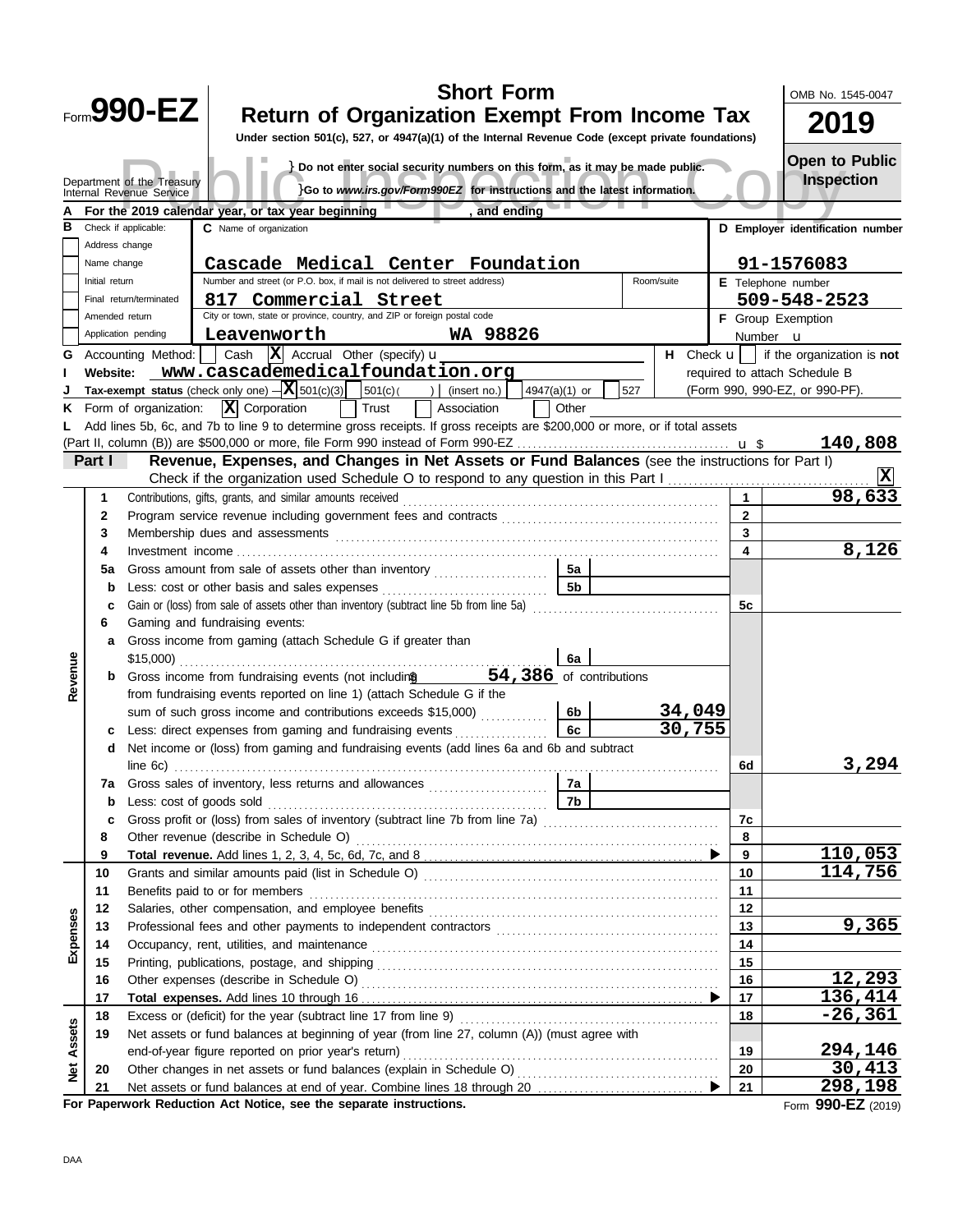Form **990-EZ**

Department of the Treasury
Internal Revenue Service

# Short Form
## Return of Organization Exempt From Income Tax

**Under section 501(c), 527, or 4947(a)(1) of the Internal Revenue Code (except private foundations)**

} Do not enter social security numbers on this form, as it may be made public.
}Go to *www.irs.gov/Form990EZ* for instructions and the latest information.

OMB No. 1545-0047

**2019**

**Open to Public Inspection**

Public Inspection Copy

**A** For the 2019 calendar year, or tax year beginning , and ending

**B** Check if applicable:
- [ ] Address change
- [ ] Name change
- [ ] Initial return
- [ ] Final return/terminated
- [ ] Amended return
- [ ] Application pending

**C** Name of organization: **Cascade Medical Center Foundation**

Number and street (or P.O. box, if mail is not delivered to street address): **817 Commercial Street** Room/suite

City or town, state or province, country, and ZIP or foreign postal code: **Leavenworth WA 98826**

**D** Employer identification number: **91-1576083**

**E** Telephone number: **509-548-2523**

**F** Group Exemption Number u

**G** Accounting Method: [ ] Cash [X] Accrual Other (specify) u

**H** Check u [ ] if the organization is **not** required to attach Schedule B (Form 990, 990-EZ, or 990-PF).

**I** Website: **www.cascademedicalfoundation.org**

**J** Tax-exempt status (check only one) – [X] 501(c)(3) [ ] 501(c)( ) (insert no.) [ ] 4947(a)(1) or [ ] 527

**K** Form of organization: [X] Corporation [ ] Trust [ ] Association [ ] Other

**L** Add lines 5b, 6c, and 7b to line 9 to determine gross receipts. If gross receipts are $200,000 or more, or if total assets (Part II, column (B)) are $500,000 or more, file Form 990 instead of Form 990-EZ u $ **140,808**

**Part I — Revenue, Expenses, and Changes in Net Assets or Fund Balances** (see the instructions for Part I)

Check if the organization used Schedule O to respond to any question in this Part I [X]

| Section | Line | Description | Sub-line | Sub-amount | Line | Amount |
|---|---|---|---|---|---|---|
| Revenue | 1 | Contributions, gifts, grants, and similar amounts received | | | 1 | 98,633 |
| | 2 | Program service revenue including government fees and contracts | | | 2 | |
| | 3 | Membership dues and assessments | | | 3 | |
| | 4 | Investment income | | | 4 | 8,126 |
| | 5a | Gross amount from sale of assets other than inventory | 5a | | | |
| | b | Less: cost or other basis and sales expenses | 5b | | | |
| | c | Gain or (loss) from sale of assets other than inventory (subtract line 5b from line 5a) | | | 5c | |
| | 6 | Gaming and fundraising events: | | | | |
| | a | Gross income from gaming (attach Schedule G if greater than $15,000) | 6a | | | |
| | b | Gross income from fundraising events (not including $ 54,386 of contributions from fundraising events reported on line 1) (attach Schedule G if the sum of such gross income and contributions exceeds $15,000) | 6b | 34,049 | | |
| | c | Less: direct expenses from gaming and fundraising events | 6c | 30,755 | | |
| | d | Net income or (loss) from gaming and fundraising events (add lines 6a and 6b and subtract line 6c) | | | 6d | 3,294 |
| | 7a | Gross sales of inventory, less returns and allowances | 7a | | | |
| | b | Less: cost of goods sold | 7b | | | |
| | c | Gross profit or (loss) from sales of inventory (subtract line 7b from line 7a) | | | 7c | |
| | 8 | Other revenue (describe in Schedule O) | | | 8 | |
| | 9 | **Total revenue.** Add lines 1, 2, 3, 4, 5c, 6d, 7c, and 8 | | | 9 | 110,053 |
| Expenses | 10 | Grants and similar amounts paid (list in Schedule O) | | | 10 | 114,756 |
| | 11 | Benefits paid to or for members | | | 11 | |
| | 12 | Salaries, other compensation, and employee benefits | | | 12 | |
| | 13 | Professional fees and other payments to independent contractors | | | 13 | 9,365 |
| | 14 | Occupancy, rent, utilities, and maintenance | | | 14 | |
| | 15 | Printing, publications, postage, and shipping | | | 15 | |
| | 16 | Other expenses (describe in Schedule O) | | | 16 | 12,293 |
| | 17 | **Total expenses.** Add lines 10 through 16 | | | 17 | 136,414 |
| Net Assets | 18 | Excess or (deficit) for the year (subtract line 17 from line 9) | | | 18 | -26,361 |
| | 19 | Net assets or fund balances at beginning of year (from line 27, column (A)) (must agree with end-of-year figure reported on prior year's return) | | | 19 | 294,146 |
| | 20 | Other changes in net assets or fund balances (explain in Schedule O) | | | 20 | 30,413 |
| | 21 | Net assets or fund balances at end of year. Combine lines 18 through 20 | | | 21 | 298,198 |

**For Paperwork Reduction Act Notice, see the separate instructions.** Form **990-EZ** (2019)

DAA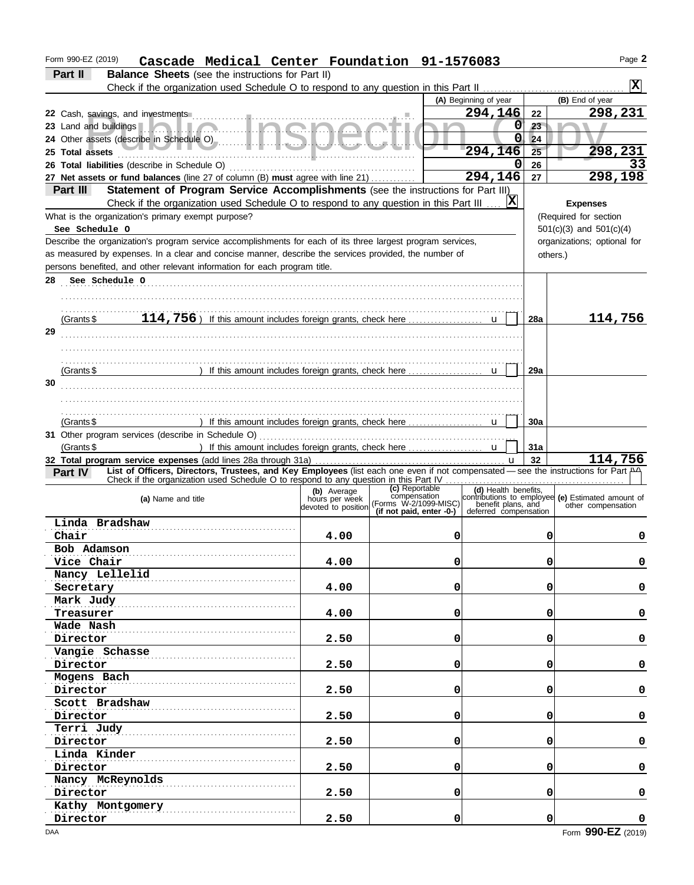Form 990-EZ (2019) **Cascade Medical Center Foundation 91-1576083** Page **2**

## Part II — Balance Sheets (see the instructions for Part II)

Check if the organization used Schedule O to respond to any question in this Part II ..... **X**

| | (A) Beginning of year | | (B) End of year |
|---|---|---|---|
| **22** Cash, savings, and investments | 294,146 | 22 | 298,231 |
| **23** Land and buildings | 0 | 23 | |
| **24** Other assets (describe in Schedule O) | 0 | 24 | |
| **25 Total assets** | 294,146 | 25 | 298,231 |
| **26 Total liabilities** (describe in Schedule O) | 0 | 26 | 33 |
| **27 Net assets or fund balances** (line 27 of column (B) **must** agree with line 21) | 294,146 | 27 | 298,198 |

## Part III — Statement of Program Service Accomplishments (see the instructions for Part III)

Check if the organization used Schedule O to respond to any question in this Part III ..... **X**

What is the organization's primary exempt purpose?
See Schedule O

Describe the organization's program service accomplishments for each of its three largest program services, as measured by expenses. In a clear and concise manner, describe the services provided, the number of persons benefited, and other relevant information for each program title.

**Expenses** (Required for section 501(c)(3) and 501(c)(4) organizations; optional for others.)

| | | | Expenses |
|---|---|---|---|
| **28** See Schedule O (Grants $ 114,756 ) If this amount includes foreign grants, check here | | 28a | 114,756 |
| **29** (Grants $ ) If this amount includes foreign grants, check here | | 29a | |
| **30** (Grants $ ) If this amount includes foreign grants, check here | | 30a | |
| **31** Other program services (describe in Schedule O) (Grants $ ) If this amount includes foreign grants, check here | | 31a | |
| **32 Total program service expenses** (add lines 28a through 31a) | | 32 | 114,756 |

## Part IV — List of Officers, Directors, Trustees, and Key Employees (list each one even if not compensated — see the instructions for Part IV)

Check if the organization used Schedule O to respond to any question in this Part IV .....

| (a) Name and title | (b) Average hours per week devoted to position | (c) Reportable compensation (Forms W-2/1099-MISC) (if not paid, enter -0-) | (d) Health benefits, contributions to employee benefit plans, and deferred compensation | (e) Estimated amount of other compensation |
|---|---|---|---|---|
| Linda Bradshaw<br>Chair | 4.00 | 0 | 0 | 0 |
| Bob Adamson<br>Vice Chair | 4.00 | 0 | 0 | 0 |
| Nancy Lellelid<br>Secretary | 4.00 | 0 | 0 | 0 |
| Mark Judy<br>Treasurer | 4.00 | 0 | 0 | 0 |
| Wade Nash<br>Director | 2.50 | 0 | 0 | 0 |
| Vangie Schasse<br>Director | 2.50 | 0 | 0 | 0 |
| Mogens Bach<br>Director | 2.50 | 0 | 0 | 0 |
| Scott Bradshaw<br>Director | 2.50 | 0 | 0 | 0 |
| Terri Judy<br>Director | 2.50 | 0 | 0 | 0 |
| Linda Kinder<br>Director | 2.50 | 0 | 0 | 0 |
| Nancy McReynolds<br>Director | 2.50 | 0 | 0 | 0 |
| Kathy Montgomery<br>Director | 2.50 | 0 | 0 | 0 |

DAA Form **990-EZ** (2019)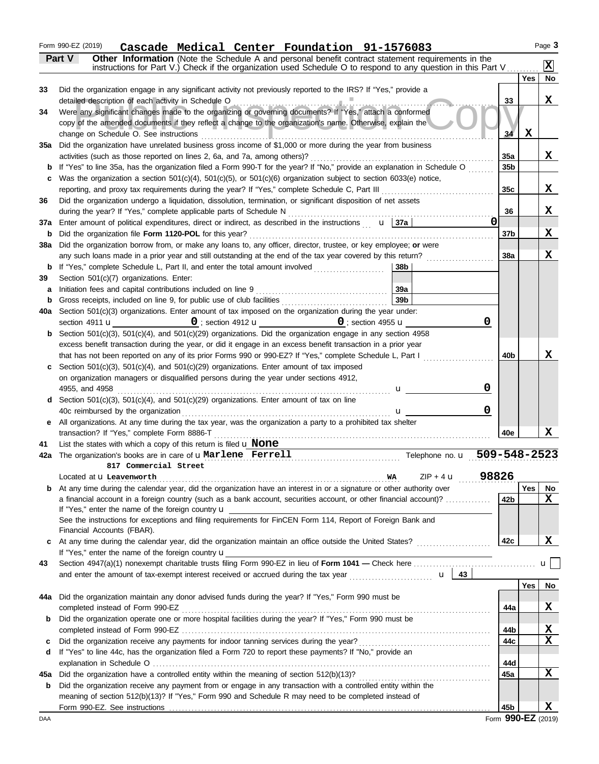Form 990-EZ (2019) **Cascade Medical Center Foundation 91-1576083** Page **3**

## Part V — Other Information

(Note the Schedule A and personal benefit contract statement requirements in the instructions for Part V.) Check if the organization used Schedule O to respond to any question in this Part V . . . . . . [X]

| | | | Yes | No |
|---|---|---|---|---|
| **33** | Did the organization engage in any significant activity not previously reported to the IRS? If "Yes," provide a detailed description of each activity in Schedule O | 33 | | X |
| **34** | Were any significant changes made to the organizing or governing documents? If "Yes," attach a conformed copy of the amended documents if they reflect a change to the organization's name. Otherwise, explain the change on Schedule O. See instructions | 34 | X | |
| **35a** | Did the organization have unrelated business gross income of $1,000 or more during the year from business activities (such as those reported on lines 2, 6a, and 7a, among others)? | 35a | | X |
| **b** | If "Yes" to line 35a, has the organization filed a Form 990-T for the year? If "No," provide an explanation in Schedule O | 35b | | |
| **c** | Was the organization a section 501(c)(4), 501(c)(5), or 501(c)(6) organization subject to section 6033(e) notice, reporting, and proxy tax requirements during the year? If "Yes," complete Schedule C, Part III | 35c | | X |
| **36** | Did the organization undergo a liquidation, dissolution, termination, or significant disposition of net assets during the year? If "Yes," complete applicable parts of Schedule N | 36 | | X |
| **37a** | Enter amount of political expenditures, direct or indirect, as described in the instructions . . . 37a **0** | | | |
| **b** | Did the organization file **Form 1120-POL** for this year? | 37b | | X |
| **38a** | Did the organization borrow from, or make any loans to, any officer, director, trustee, or key employee; **or** were any such loans made in a prior year and still outstanding at the end of the tax year covered by this return? | 38a | | X |
| **b** | If "Yes," complete Schedule L, Part II, and enter the total amount involved . . . 38b | | | |
| **39** | Section 501(c)(7) organizations. Enter: | | | |
| **a** | Initiation fees and capital contributions included on line 9 . . . 39a | | | |
| **b** | Gross receipts, included on line 9, for public use of club facilities . . . 39b | | | |
| **40a** | Section 501(c)(3) organizations. Enter amount of tax imposed on the organization during the year under: section 4911 **0** ; section 4912 **0** ; section 4955 **0** | | | |
| **b** | Section 501(c)(3), 501(c)(4), and 501(c)(29) organizations. Did the organization engage in any section 4958 excess benefit transaction during the year, or did it engage in an excess benefit transaction in a prior year that has not been reported on any of its prior Forms 990 or 990-EZ? If "Yes," complete Schedule L, Part I | 40b | | X |
| **c** | Section 501(c)(3), 501(c)(4), and 501(c)(29) organizations. Enter amount of tax imposed on organization managers or disqualified persons during the year under sections 4912, 4955, and 4958 . . . **0** | | | |
| **d** | Section 501(c)(3), 501(c)(4), and 501(c)(29) organizations. Enter amount of tax on line 40c reimbursed by the organization . . . **0** | | | |
| **e** | All organizations. At any time during the tax year, was the organization a party to a prohibited tax shelter transaction? If "Yes," complete Form 8886-T | 40e | | X |

**41** List the states with which a copy of this return is filed **None**

**42a** The organization's books are in care of **Marlene Ferrell** Telephone no. **509-548-2523**

**817 Commercial Street**

Located at **Leavenworth** **WA** ZIP + 4 **98826**

| | | | Yes | No |
|---|---|---|---|---|
| **b** | At any time during the calendar year, did the organization have an interest in or a signature or other authority over a financial account in a foreign country (such as a bank account, securities account, or other financial account)? If "Yes," enter the name of the foreign country: See the instructions for exceptions and filing requirements for FinCEN Form 114, Report of Foreign Bank and Financial Accounts (FBAR). | 42b | | X |
| **c** | At any time during the calendar year, did the organization maintain an office outside the United States? If "Yes," enter the name of the foreign country: | 42c | | X |

**43** Section 4947(a)(1) nonexempt charitable trusts filing Form 990-EZ in lieu of **Form 1041 —** Check here . . . [ ] and enter the amount of tax-exempt interest received or accrued during the tax year . . . 43

| | | | Yes | No |
|---|---|---|---|---|
| **44a** | Did the organization maintain any donor advised funds during the year? If "Yes," Form 990 must be completed instead of Form 990-EZ | 44a | | X |
| **b** | Did the organization operate one or more hospital facilities during the year? If "Yes," Form 990 must be completed instead of Form 990-EZ | 44b | | X |
| **c** | Did the organization receive any payments for indoor tanning services during the year? | 44c | | X |
| **d** | If "Yes" to line 44c, has the organization filed a Form 720 to report these payments? If "No," provide an explanation in Schedule O | 44d | | |
| **45a** | Did the organization have a controlled entity within the meaning of section 512(b)(13)? | 45a | | X |
| **b** | Did the organization receive any payment from or engage in any transaction with a controlled entity within the meaning of section 512(b)(13)? If "Yes," Form 990 and Schedule R may need to be completed instead of Form 990-EZ. See instructions | 45b | | X |

Form **990-EZ** (2019)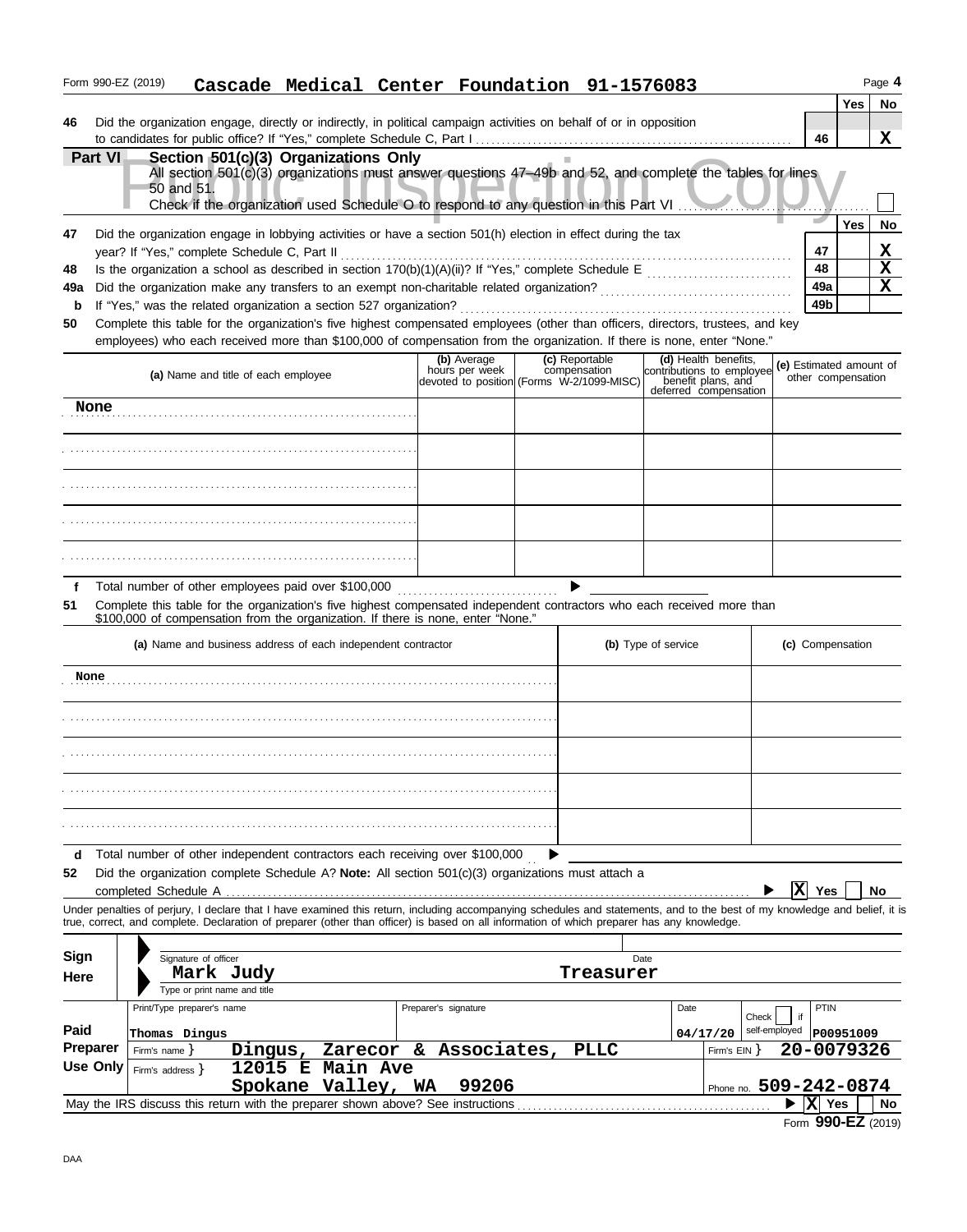Form 990-EZ (2019) **Cascade Medical Center Foundation 91-1576083** Page **4**

| | | | Yes | No |
|---|---|---|---|---|
| **46** | Did the organization engage, directly or indirectly, in political campaign activities on behalf of or in opposition to candidates for public office? If "Yes," complete Schedule C, Part I | 46 | | X |

## Part VI Section 501(c)(3) Organizations Only

All section 501(c)(3) organizations must answer questions 47–49b and 52, and complete the tables for lines 50 and 51.

Check if the organization used Schedule O to respond to any question in this Part VI ☐

Public Inspection Copy

| | | | Yes | No |
|---|---|---|---|---|
| **47** | Did the organization engage in lobbying activities or have a section 501(h) election in effect during the tax year? If "Yes," complete Schedule C, Part II | 47 | | X |
| **48** | Is the organization a school as described in section 170(b)(1)(A)(ii)? If "Yes," complete Schedule E | 48 | | X |
| **49a** | Did the organization make any transfers to an exempt non-charitable related organization? | 49a | | X |
| **b** | If "Yes," was the related organization a section 527 organization? | 49b | | |

**50** Complete this table for the organization's five highest compensated employees (other than officers, directors, trustees, and key employees) who each received more than $100,000 of compensation from the organization. If there is none, enter "None."

| (a) Name and title of each employee | (b) Average hours per week devoted to position | (c) Reportable compensation (Forms W-2/1099-MISC) | (d) Health benefits, contributions to employee benefit plans, and deferred compensation | (e) Estimated amount of other compensation |
|---|---|---|---|---|
| None | | | | |
| | | | | |
| | | | | |
| | | | | |
| | | | | |

**f** Total number of other employees paid over $100,000 ▶

**51** Complete this table for the organization's five highest compensated independent contractors who each received more than $100,000 of compensation from the organization. If there is none, enter "None."

| (a) Name and business address of each independent contractor | (b) Type of service | (c) Compensation |
|---|---|---|
| None | | |
| | | |
| | | |
| | | |
| | | |

**d** Total number of other independent contractors each receiving over $100,000 ▶

**52** Did the organization complete Schedule A? **Note:** All section 501(c)(3) organizations must attach a completed Schedule A ▶ ☒ Yes ☐ No

Under penalties of perjury, I declare that I have examined this return, including accompanying schedules and statements, and to the best of my knowledge and belief, it is true, correct, and complete. Declaration of preparer (other than officer) is based on all information of which preparer has any knowledge.

**Sign Here**

Signature of officer — Date

Mark Judy — Treasurer

Type or print name and title

**Paid Preparer Use Only**

| Print/Type preparer's name | Preparer's signature | Date | Check ☐ if self-employed | PTIN |
|---|---|---|---|---|
| Thomas Dingus | | 04/17/20 | | P00951009 |

Firm's name ▶ Dingus, Zarecor & Associates, PLLC — Firm's EIN ▶ 20-0079326

Firm's address ▶ 12015 E Main Ave, Spokane Valley, WA 99206 — Phone no. 509-242-0874

May the IRS discuss this return with the preparer shown above? See instructions ▶ ☒ Yes ☐ No

Form **990-EZ** (2019)

DAA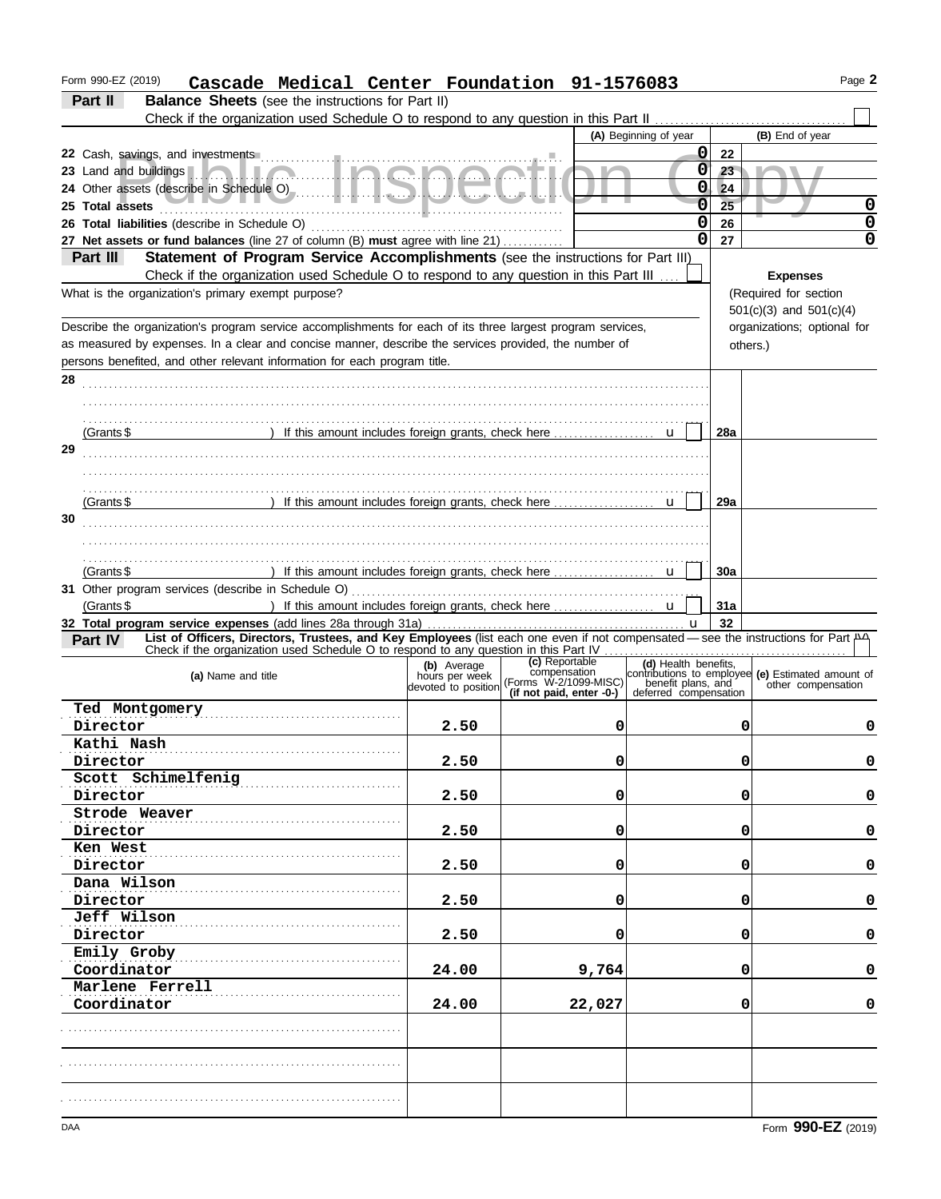Form 990-EZ (2019) **Cascade Medical Center Foundation 91-1576083** Page **2**

## Part II Balance Sheets (see the instructions for Part II)

Check if the organization used Schedule O to respond to any question in this Part II . . . . . ☐

| | (A) Beginning of year | | (B) End of year |
|---|---|---|---|
| 22 Cash, savings, and investments | 0 | 22 | |
| 23 Land and buildings | 0 | 23 | |
| 24 Other assets (describe in Schedule O) | 0 | 24 | |
| 25 **Total assets** | 0 | 25 | 0 |
| 26 **Total liabilities** (describe in Schedule O) | 0 | 26 | 0 |
| 27 **Net assets or fund balances** (line 27 of column (B) **must** agree with line 21) | 0 | 27 | 0 |

Public Inspection Copy

## Part III Statement of Program Service Accomplishments (see the instructions for Part III)

Check if the organization used Schedule O to respond to any question in this Part III . . . ☐

What is the organization's primary exempt purpose?

Describe the organization's program service accomplishments for each of its three largest program services, as measured by expenses. In a clear and concise manner, describe the services provided, the number of persons benefited, and other relevant information for each program title.

**Expenses** (Required for section 501(c)(3) and 501(c)(4) organizations; optional for others.)

| | | |
|---|---|---|
| **28** | | |
| (Grants $ ) If this amount includes foreign grants, check here . . . ☐ | 28a | |
| **29** | | |
| (Grants $ ) If this amount includes foreign grants, check here . . . ☐ | 29a | |
| **30** | | |
| (Grants $ ) If this amount includes foreign grants, check here . . . ☐ | 30a | |
| **31** Other program services (describe in Schedule O) (Grants $ ) If this amount includes foreign grants, check here . . . ☐ | 31a | |
| **32 Total program service expenses** (add lines 28a through 31a) | 32 | |

## Part IV List of Officers, Directors, Trustees, and Key Employees (list each one even if not compensated — see the instructions for Part IV)

Check if the organization used Schedule O to respond to any question in this Part IV . . . ☐

| (a) Name and title | (b) Average hours per week devoted to position | (c) Reportable compensation (Forms W-2/1099-MISC) (if not paid, enter -0-) | (d) Health benefits, contributions to employee benefit plans, and deferred compensation | (e) Estimated amount of other compensation |
|---|---|---|---|---|
| Ted Montgomery<br>Director | 2.50 | 0 | 0 | 0 |
| Kathi Nash<br>Director | 2.50 | 0 | 0 | 0 |
| Scott Schimelfenig<br>Director | 2.50 | 0 | 0 | 0 |
| Strode Weaver<br>Director | 2.50 | 0 | 0 | 0 |
| Ken West<br>Director | 2.50 | 0 | 0 | 0 |
| Dana Wilson<br>Director | 2.50 | 0 | 0 | 0 |
| Jeff Wilson<br>Director | 2.50 | 0 | 0 | 0 |
| Emily Groby<br>Coordinator | 24.00 | 9,764 | 0 | 0 |
| Marlene Ferrell<br>Coordinator | 24.00 | 22,027 | 0 | 0 |
| | | | | |
| | | | | |
| | | | | |

DAA Form **990-EZ** (2019)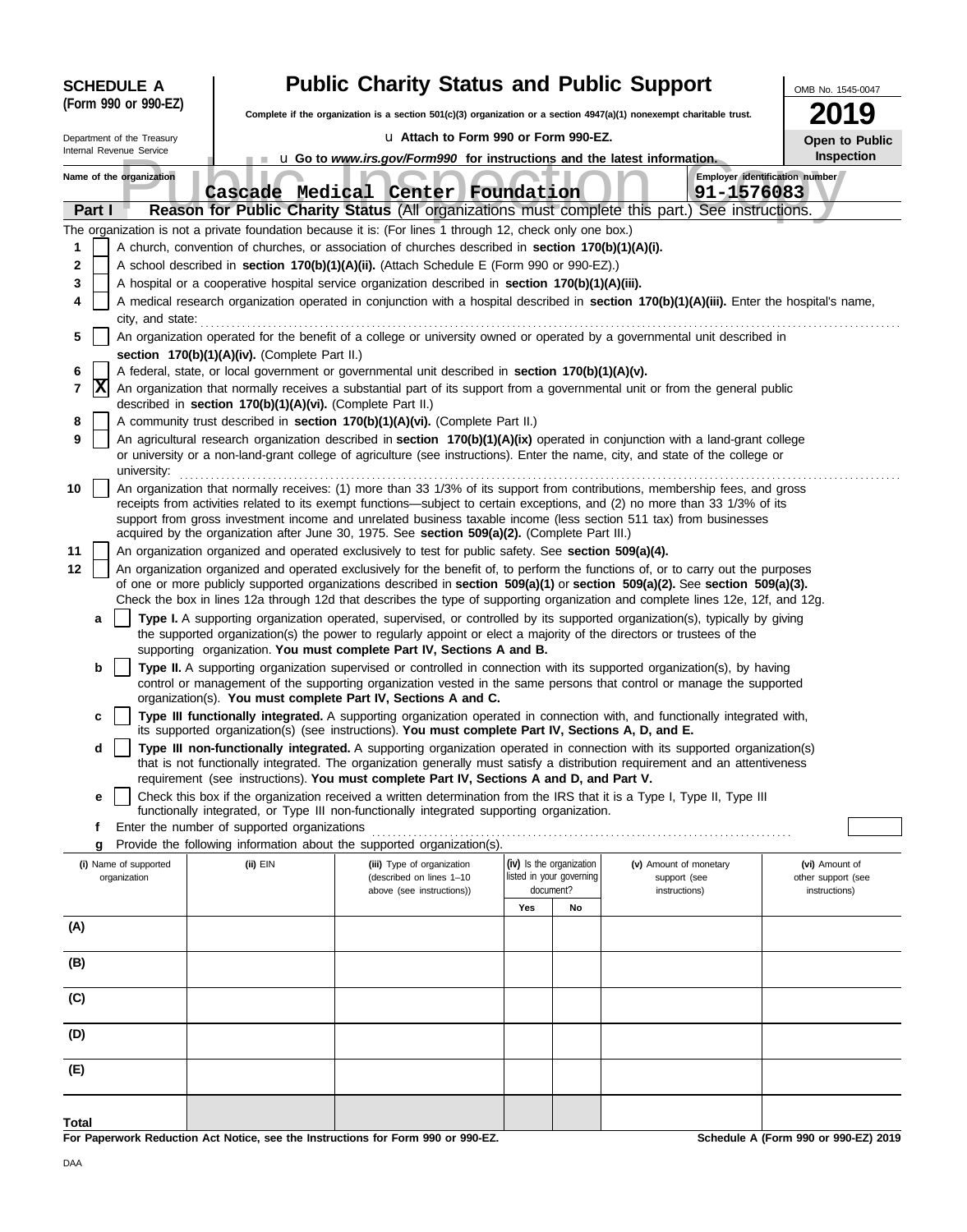**SCHEDULE A (Form 990 or 990-EZ)**

Department of the Treasury
Internal Revenue Service

# Public Charity Status and Public Support

**Complete if the organization is a section 501(c)(3) organization or a section 4947(a)(1) nonexempt charitable trust.**

u **Attach to Form 990 or Form 990-EZ.**

u **Go to *www.irs.gov/Form990* for instructions and the latest information.**

OMB No. 1545-0047

**2019**

**Open to Public Inspection**

Public Inspection Copy

**Name of the organization:** Cascade Medical Center Foundation

**Employer identification number:** 91-1576083

**Part I — Reason for Public Charity Status** (All organizations must complete this part.) See instructions.

The organization is not a private foundation because it is: (For lines 1 through 12, check only one box.)

1 [ ] A church, convention of churches, or association of churches described in **section 170(b)(1)(A)(i).**

2 [ ] A school described in **section 170(b)(1)(A)(ii).** (Attach Schedule E (Form 990 or 990-EZ).)

3 [ ] A hospital or a cooperative hospital service organization described in **section 170(b)(1)(A)(iii).**

4 [ ] A medical research organization operated in conjunction with a hospital described in **section 170(b)(1)(A)(iii).** Enter the hospital's name, city, and state:

5 [ ] An organization operated for the benefit of a college or university owned or operated by a governmental unit described in **section 170(b)(1)(A)(iv).** (Complete Part II.)

6 [ ] A federal, state, or local government or governmental unit described in **section 170(b)(1)(A)(v).**

7 [X] An organization that normally receives a substantial part of its support from a governmental unit or from the general public described in **section 170(b)(1)(A)(vi).** (Complete Part II.)

8 [ ] A community trust described in **section 170(b)(1)(A)(vi).** (Complete Part II.)

9 [ ] An agricultural research organization described in **section 170(b)(1)(A)(ix)** operated in conjunction with a land-grant college or university or a non-land-grant college of agriculture (see instructions). Enter the name, city, and state of the college or university:

10 [ ] An organization that normally receives: (1) more than 33 1/3% of its support from contributions, membership fees, and gross receipts from activities related to its exempt functions—subject to certain exceptions, and (2) no more than 33 1/3% of its support from gross investment income and unrelated business taxable income (less section 511 tax) from businesses acquired by the organization after June 30, 1975. See **section 509(a)(2).** (Complete Part III.)

11 [ ] An organization organized and operated exclusively to test for public safety. See **section 509(a)(4).**

12 [ ] An organization organized and operated exclusively for the benefit of, to perform the functions of, or to carry out the purposes of one or more publicly supported organizations described in **section 509(a)(1)** or **section 509(a)(2).** See **section 509(a)(3).** Check the box in lines 12a through 12d that describes the type of supporting organization and complete lines 12e, 12f, and 12g.

- **a** [ ] **Type I.** A supporting organization operated, supervised, or controlled by its supported organization(s), typically by giving the supported organization(s) the power to regularly appoint or elect a majority of the directors or trustees of the supporting organization. **You must complete Part IV, Sections A and B.**
- **b** [ ] **Type II.** A supporting organization supervised or controlled in connection with its supported organization(s), by having control or management of the supporting organization vested in the same persons that control or manage the supported organization(s). **You must complete Part IV, Sections A and C.**
- **c** [ ] **Type III functionally integrated.** A supporting organization operated in connection with, and functionally integrated with, its supported organization(s) (see instructions). **You must complete Part IV, Sections A, D, and E.**
- **d** [ ] **Type III non-functionally integrated.** A supporting organization operated in connection with its supported organization(s) that is not functionally integrated. The organization generally must satisfy a distribution requirement and an attentiveness requirement (see instructions). **You must complete Part IV, Sections A and D, and Part V.**
- **e** [ ] Check this box if the organization received a written determination from the IRS that it is a Type I, Type II, Type III functionally integrated, or Type III non-functionally integrated supporting organization.
- **f** Enter the number of supported organizations
- **g** Provide the following information about the supported organization(s).

| (i) Name of supported organization | (ii) EIN | (iii) Type of organization (described on lines 1–10 above (see instructions)) | (iv) Is the organization listed in your governing document? Yes | No | (v) Amount of monetary support (see instructions) | (vi) Amount of other support (see instructions) |
|---|---|---|---|---|---|---|
| (A) | | | | | | |
| (B) | | | | | | |
| (C) | | | | | | |
| (D) | | | | | | |
| (E) | | | | | | |
| **Total** | | | | | | |

**For Paperwork Reduction Act Notice, see the Instructions for Form 990 or 990-EZ.**

**Schedule A (Form 990 or 990-EZ) 2019**

DAA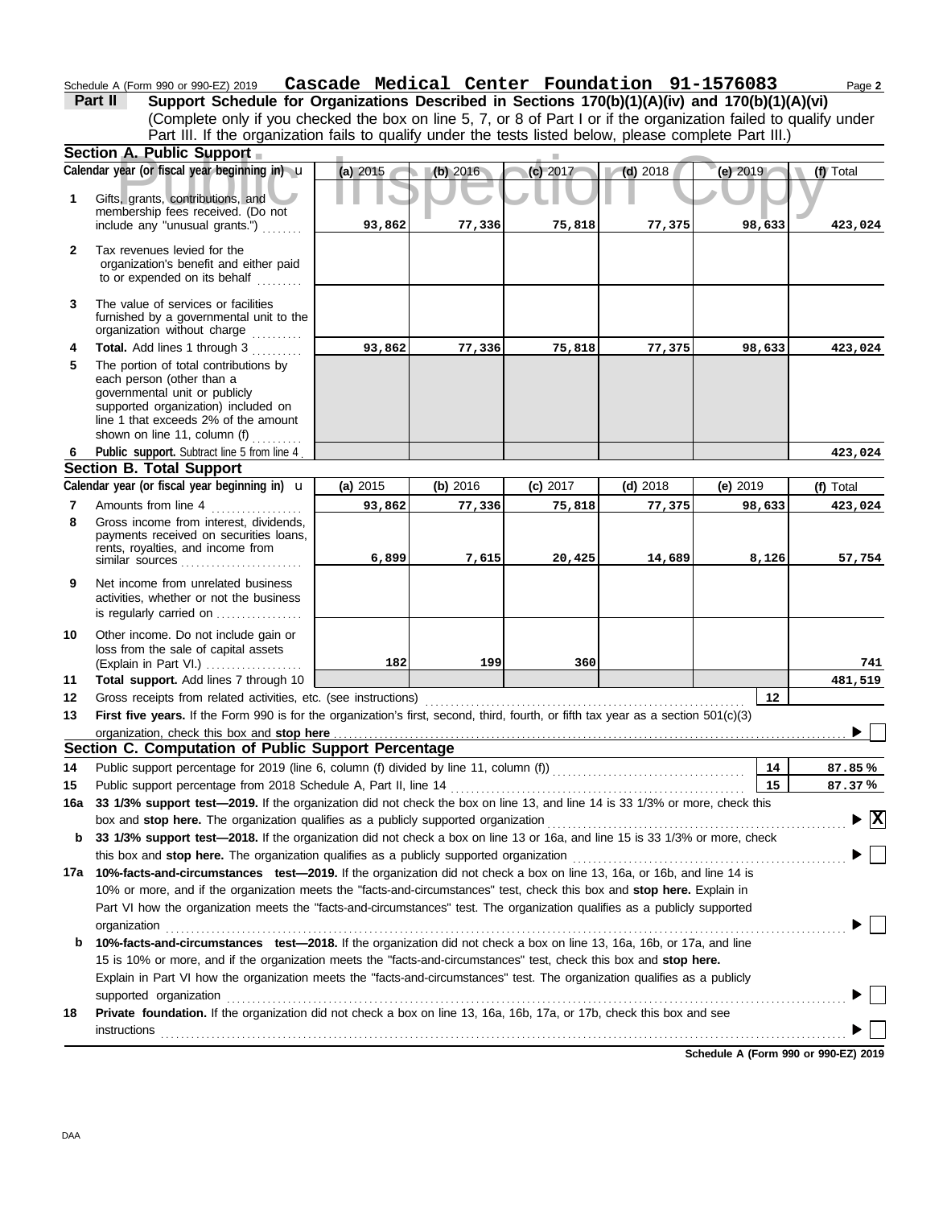Schedule A (Form 990 or 990-EZ) 2019 **Cascade Medical Center Foundation 91-1576083** Page **2**

**Part II** **Support Schedule for Organizations Described in Sections 170(b)(1)(A)(iv) and 170(b)(1)(A)(vi)**
(Complete only if you checked the box on line 5, 7, or 8 of Part I or if the organization failed to qualify under Part III. If the organization fails to qualify under the tests listed below, please complete Part III.)

## Section A. Public Support

| | Calendar year (or fiscal year beginning in) | (a) 2015 | (b) 2016 | (c) 2017 | (d) 2018 | (e) 2019 | (f) Total |
|---|---|---|---|---|---|---|---|
| 1 | Gifts, grants, contributions, and membership fees received. (Do not include any "unusual grants.") | 93,862 | 77,336 | 75,818 | 77,375 | 98,633 | 423,024 |
| 2 | Tax revenues levied for the organization's benefit and either paid to or expended on its behalf | | | | | | |
| 3 | The value of services or facilities furnished by a governmental unit to the organization without charge | | | | | | |
| 4 | **Total.** Add lines 1 through 3 | 93,862 | 77,336 | 75,818 | 77,375 | 98,633 | 423,024 |
| 5 | The portion of total contributions by each person (other than a governmental unit or publicly supported organization) included on line 1 that exceeds 2% of the amount shown on line 11, column (f) | | | | | | |
| 6 | **Public support.** Subtract line 5 from line 4 | | | | | | 423,024 |

## Section B. Total Support

| | Calendar year (or fiscal year beginning in) | (a) 2015 | (b) 2016 | (c) 2017 | (d) 2018 | (e) 2019 | (f) Total |
|---|---|---|---|---|---|---|---|
| 7 | Amounts from line 4 | 93,862 | 77,336 | 75,818 | 77,375 | 98,633 | 423,024 |
| 8 | Gross income from interest, dividends, payments received on securities loans, rents, royalties, and income from similar sources | 6,899 | 7,615 | 20,425 | 14,689 | 8,126 | 57,754 |
| 9 | Net income from unrelated business activities, whether or not the business is regularly carried on | | | | | | |
| 10 | Other income. Do not include gain or loss from the sale of capital assets (Explain in Part VI.) | 182 | 199 | 360 | | | 741 |
| 11 | **Total support.** Add lines 7 through 10 | | | | | | 481,519 |

**12** Gross receipts from related activities, etc. (see instructions) | **12** |

**13** **First five years.** If the Form 990 is for the organization's first, second, third, fourth, or fifth tax year as a section 501(c)(3) organization, check this box and **stop here** ▶ ☐

## Section C. Computation of Public Support Percentage

**14** Public support percentage for 2019 (line 6, column (f) divided by line 11, column (f)) | **14** | 87.85 %

**15** Public support percentage from 2018 Schedule A, Part II, line 14 | **15** | 87.37 %

**16a** **33 1/3% support test—2019.** If the organization did not check the box on line 13, and line 14 is 33 1/3% or more, check this box and **stop here.** The organization qualifies as a publicly supported organization ▶ ☒

**b** **33 1/3% support test—2018.** If the organization did not check a box on line 13 or 16a, and line 15 is 33 1/3% or more, check this box and **stop here.** The organization qualifies as a publicly supported organization ▶ ☐

**17a** **10%-facts-and-circumstances test—2019.** If the organization did not check a box on line 13, 16a, or 16b, and line 14 is 10% or more, and if the organization meets the "facts-and-circumstances" test, check this box and **stop here.** Explain in Part VI how the organization meets the "facts-and-circumstances" test. The organization qualifies as a publicly supported organization ▶ ☐

**b** **10%-facts-and-circumstances test—2018.** If the organization did not check a box on line 13, 16a, 16b, or 17a, and line 15 is 10% or more, and if the organization meets the "facts-and-circumstances" test, check this box and **stop here.** Explain in Part VI how the organization meets the "facts-and-circumstances" test. The organization qualifies as a publicly supported organization ▶ ☐

**18** **Private foundation.** If the organization did not check a box on line 13, 16a, 16b, 17a, or 17b, check this box and see instructions ▶ ☐

**Schedule A (Form 990 or 990-EZ) 2019**

DAA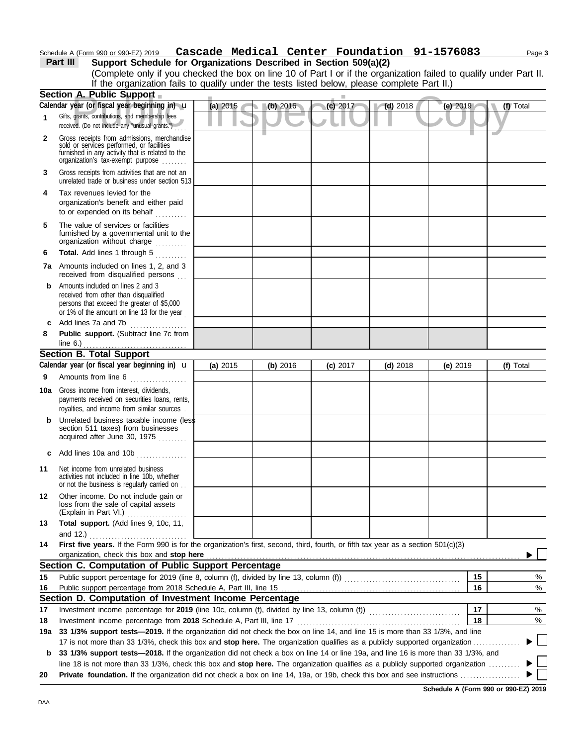Schedule A (Form 990 or 990-EZ) 2019 **Cascade Medical Center Foundation 91-1576083**

## Part III Support Schedule for Organizations Described in Section 509(a)(2)

(Complete only if you checked the box on line 10 of Part I or if the organization failed to qualify under Part II. If the organization fails to qualify under the tests listed below, please complete Part II.)

### Section A. Public Support

| Calendar year (or fiscal year beginning in) | (a) 2015 | (b) 2016 | (c) 2017 | (d) 2018 | (e) 2019 | (f) Total |
|---|---|---|---|---|---|---|
| **1** Gifts, grants, contributions, and membership fees received. (Do not include any "unusual grants.") | | | | | | |
| **2** Gross receipts from admissions, merchandise sold or services performed, or facilities furnished in any activity that is related to the organization's tax-exempt purpose | | | | | | |
| **3** Gross receipts from activities that are not an unrelated trade or business under section 513 | | | | | | |
| **4** Tax revenues levied for the organization's benefit and either paid to or expended on its behalf | | | | | | |
| **5** The value of services or facilities furnished by a governmental unit to the organization without charge | | | | | | |
| **6** **Total.** Add lines 1 through 5 | | | | | | |
| **7a** Amounts included on lines 1, 2, and 3 received from disqualified persons | | | | | | |
| **b** Amounts included on lines 2 and 3 received from other than disqualified persons that exceed the greater of $5,000 or 1% of the amount on line 13 for the year | | | | | | |
| **c** Add lines 7a and 7b | | | | | | |
| **8** **Public support.** (Subtract line 7c from line 6.) | | | | | | |

### Section B. Total Support

| Calendar year (or fiscal year beginning in) | (a) 2015 | (b) 2016 | (c) 2017 | (d) 2018 | (e) 2019 | (f) Total |
|---|---|---|---|---|---|---|
| **9** Amounts from line 6 | | | | | | |
| **10a** Gross income from interest, dividends, payments received on securities loans, rents, royalties, and income from similar sources | | | | | | |
| **b** Unrelated business taxable income (less section 511 taxes) from businesses acquired after June 30, 1975 | | | | | | |
| **c** Add lines 10a and 10b | | | | | | |
| **11** Net income from unrelated business activities not included in line 10b, whether or not the business is regularly carried on | | | | | | |
| **12** Other income. Do not include gain or loss from the sale of capital assets (Explain in Part VI.) | | | | | | |
| **13** **Total support.** (Add lines 9, 10c, 11, and 12.) | | | | | | |

**14** **First five years.** If the Form 990 is for the organization's first, second, third, fourth, or fifth tax year as a section 501(c)(3) organization, check this box and **stop here** ▶ ☐

### Section C. Computation of Public Support Percentage

| | | | |
|---|---|---|---|
| **15** | Public support percentage for 2019 (line 8, column (f), divided by line 13, column (f)) | 15 | % |
| **16** | Public support percentage from 2018 Schedule A, Part III, line 15 | 16 | % |

### Section D. Computation of Investment Income Percentage

| | | | |
|---|---|---|---|
| **17** | Investment income percentage for **2019** (line 10c, column (f), divided by line 13, column (f)) | 17 | % |
| **18** | Investment income percentage from **2018** Schedule A, Part III, line 17 | 18 | % |

**19a** **33 1/3% support tests—2019.** If the organization did not check the box on line 14, and line 15 is more than 33 1/3%, and line 17 is not more than 33 1/3%, check this box and **stop here.** The organization qualifies as a publicly supported organization ▶ ☐

**b** **33 1/3% support tests—2018.** If the organization did not check a box on line 14 or line 19a, and line 16 is more than 33 1/3%, and line 18 is not more than 33 1/3%, check this box and **stop here.** The organization qualifies as a publicly supported organization ▶ ☐

**20** **Private foundation.** If the organization did not check a box on line 14, 19a, or 19b, check this box and see instructions ▶ ☐

**Schedule A (Form 990 or 990-EZ) 2019**

DAA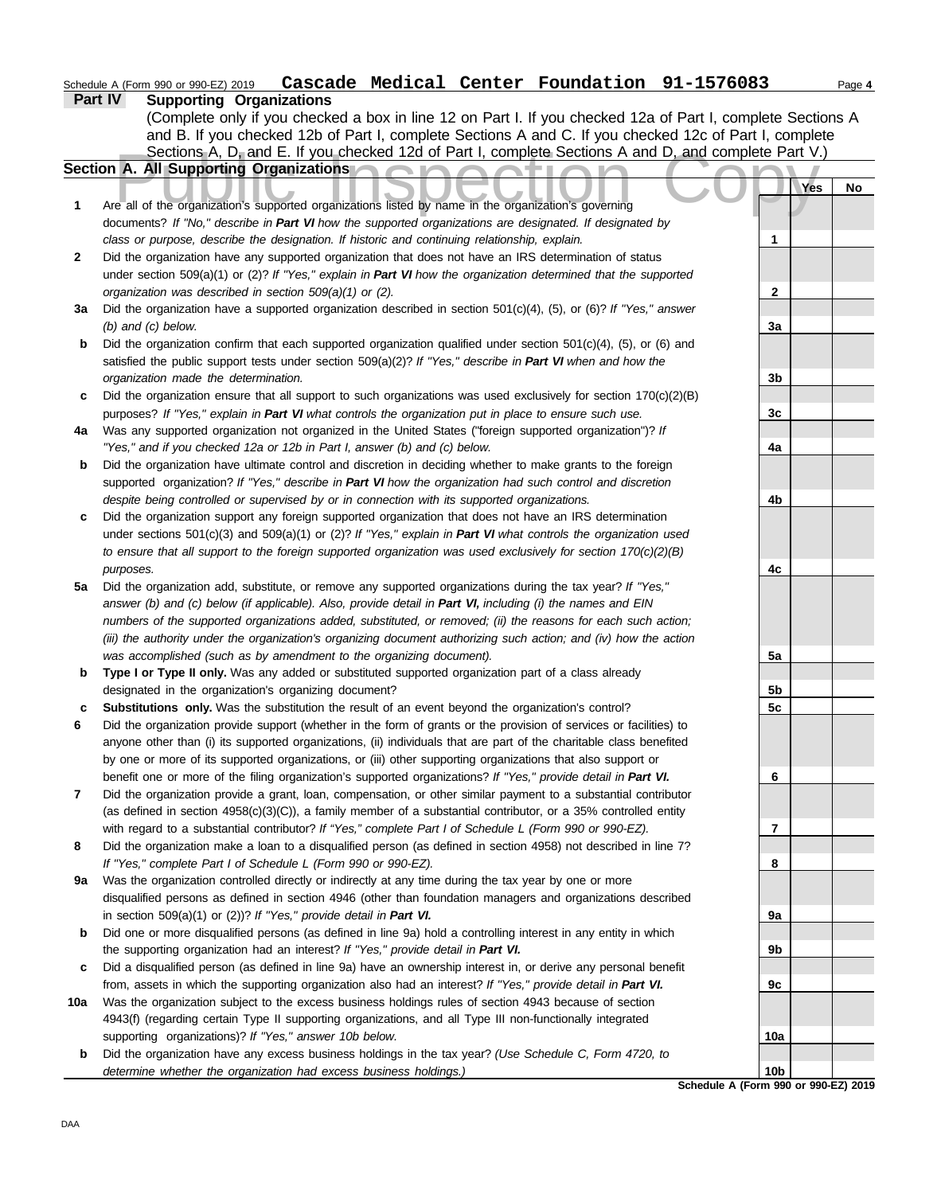Schedule A (Form 990 or 990-EZ) 2019 **Cascade Medical Center Foundation 91-1576083** Page **4**

## Part IV Supporting Organizations

(Complete only if you checked a box in line 12 on Part I. If you checked 12a of Part I, complete Sections A and B. If you checked 12b of Part I, complete Sections A and C. If you checked 12c of Part I, complete Sections A, D, and E. If you checked 12d of Part I, complete Sections A and D, and complete Part V.)

### Section A. All Supporting Organizations

Public Inspection Copy

| | | | Yes | No |
|---|---|---|---|---|
| **1** | Are all of the organization's supported organizations listed by name in the organization's governing documents? *If "No," describe in **Part VI** how the supported organizations are designated. If designated by class or purpose, describe the designation. If historic and continuing relationship, explain.* | **1** | | |
| **2** | Did the organization have any supported organization that does not have an IRS determination of status under section 509(a)(1) or (2)? *If "Yes," explain in **Part VI** how the organization determined that the supported organization was described in section 509(a)(1) or (2).* | **2** | | |
| **3a** | Did the organization have a supported organization described in section 501(c)(4), (5), or (6)? *If "Yes," answer (b) and (c) below.* | **3a** | | |
| **b** | Did the organization confirm that each supported organization qualified under section 501(c)(4), (5), or (6) and satisfied the public support tests under section 509(a)(2)? *If "Yes," describe in **Part VI** when and how the organization made the determination.* | **3b** | | |
| **c** | Did the organization ensure that all support to such organizations was used exclusively for section 170(c)(2)(B) purposes? *If "Yes," explain in **Part VI** what controls the organization put in place to ensure such use.* | **3c** | | |
| **4a** | Was any supported organization not organized in the United States ("foreign supported organization")? *If "Yes," and if you checked 12a or 12b in Part I, answer (b) and (c) below.* | **4a** | | |
| **b** | Did the organization have ultimate control and discretion in deciding whether to make grants to the foreign supported organization? *If "Yes," describe in **Part VI** how the organization had such control and discretion despite being controlled or supervised by or in connection with its supported organizations.* | **4b** | | |
| **c** | Did the organization support any foreign supported organization that does not have an IRS determination under sections 501(c)(3) and 509(a)(1) or (2)? *If "Yes," explain in **Part VI** what controls the organization used to ensure that all support to the foreign supported organization was used exclusively for section 170(c)(2)(B) purposes.* | **4c** | | |
| **5a** | Did the organization add, substitute, or remove any supported organizations during the tax year? *If "Yes," answer (b) and (c) below (if applicable). Also, provide detail in **Part VI,** including (i) the names and EIN numbers of the supported organizations added, substituted, or removed; (ii) the reasons for each such action; (iii) the authority under the organization's organizing document authorizing such action; and (iv) how the action was accomplished (such as by amendment to the organizing document).* | **5a** | | |
| **b** | **Type I or Type II only.** Was any added or substituted supported organization part of a class already designated in the organization's organizing document? | **5b** | | |
| **c** | **Substitutions only.** Was the substitution the result of an event beyond the organization's control? | **5c** | | |
| **6** | Did the organization provide support (whether in the form of grants or the provision of services or facilities) to anyone other than (i) its supported organizations, (ii) individuals that are part of the charitable class benefited by one or more of its supported organizations, or (iii) other supporting organizations that also support or benefit one or more of the filing organization's supported organizations? *If "Yes," provide detail in **Part VI.*** | **6** | | |
| **7** | Did the organization provide a grant, loan, compensation, or other similar payment to a substantial contributor (as defined in section 4958(c)(3)(C)), a family member of a substantial contributor, or a 35% controlled entity with regard to a substantial contributor? *If "Yes," complete Part I of Schedule L (Form 990 or 990-EZ).* | **7** | | |
| **8** | Did the organization make a loan to a disqualified person (as defined in section 4958) not described in line 7? *If "Yes," complete Part I of Schedule L (Form 990 or 990-EZ).* | **8** | | |
| **9a** | Was the organization controlled directly or indirectly at any time during the tax year by one or more disqualified persons as defined in section 4946 (other than foundation managers and organizations described in section 509(a)(1) or (2))? *If "Yes," provide detail in **Part VI.*** | **9a** | | |
| **b** | Did one or more disqualified persons (as defined in line 9a) hold a controlling interest in any entity in which the supporting organization had an interest? *If "Yes," provide detail in **Part VI.*** | **9b** | | |
| **c** | Did a disqualified person (as defined in line 9a) have an ownership interest in, or derive any personal benefit from, assets in which the supporting organization also had an interest? *If "Yes," provide detail in **Part VI.*** | **9c** | | |
| **10a** | Was the organization subject to the excess business holdings rules of section 4943 because of section 4943(f) (regarding certain Type II supporting organizations, and all Type III non-functionally integrated supporting organizations)? *If "Yes," answer 10b below.* | **10a** | | |
| **b** | Did the organization have any excess business holdings in the tax year? *(Use Schedule C, Form 4720, to determine whether the organization had excess business holdings.)* | **10b** | | |

**Schedule A (Form 990 or 990-EZ) 2019**

DAA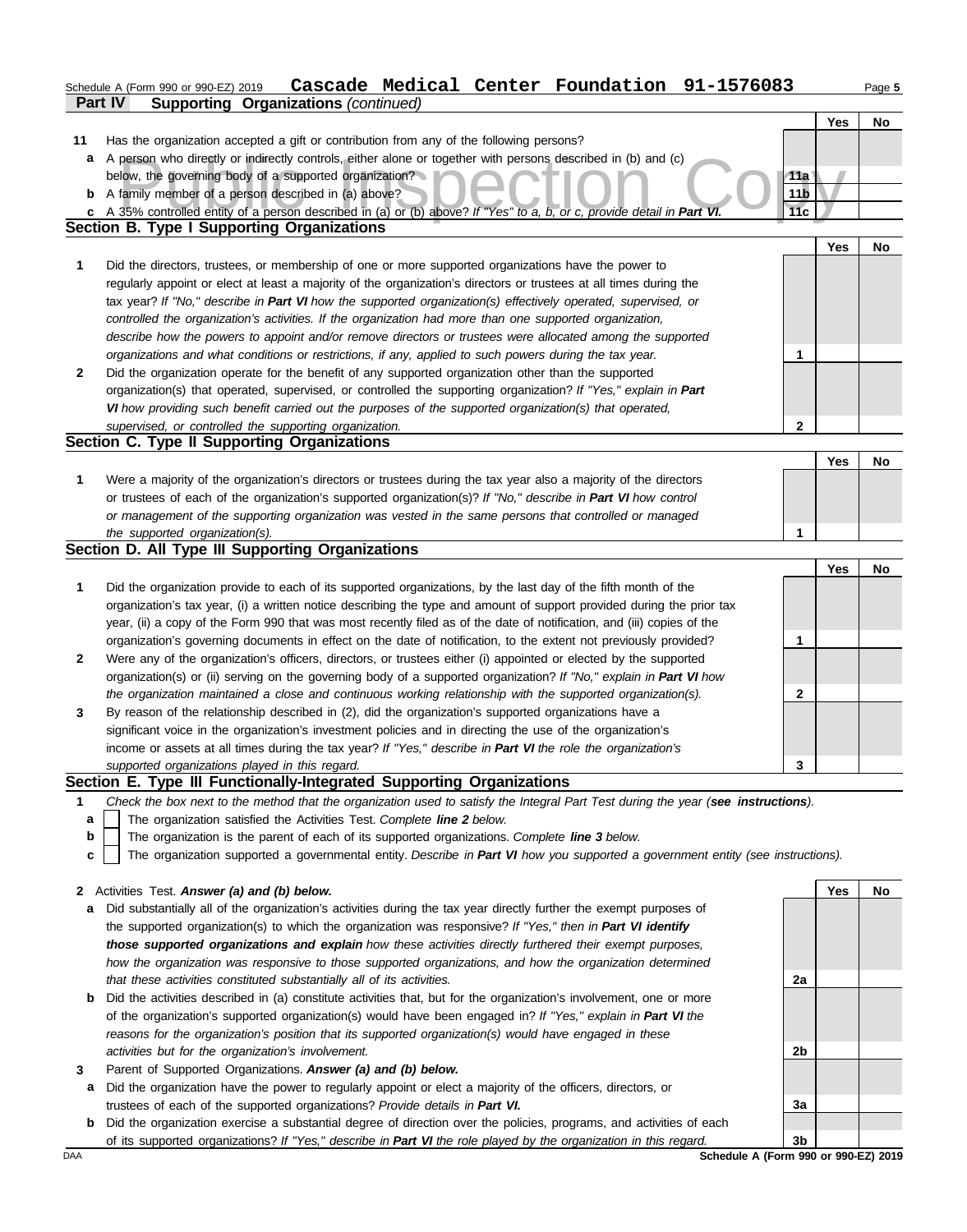Schedule A (Form 990 or 990-EZ) 2019 **Cascade Medical Center Foundation 91-1576083** Page **5**

**Part IV Supporting Organizations** *(continued)*

| | | | Yes | No |
|---|---|---|---|---|
| **11** | Has the organization accepted a gift or contribution from any of the following persons? | | | |
| **a** | A person who directly or indirectly controls, either alone or together with persons described in (b) and (c) below, the governing body of a supported organization? | 11a | | |
| **b** | A family member of a person described in (a) above? | 11b | | |
| **c** | A 35% controlled entity of a person described in (a) or (b) above? *If "Yes" to a, b, or c, provide detail in* ***Part VI.*** | 11c | | |

**Section B. Type I Supporting Organizations**

| | | | Yes | No |
|---|---|---|---|---|
| **1** | Did the directors, trustees, or membership of one or more supported organizations have the power to regularly appoint or elect at least a majority of the organization's directors or trustees at all times during the tax year? *If "No," describe in* ***Part VI*** *how the supported organization(s) effectively operated, supervised, or controlled the organization's activities. If the organization had more than one supported organization, describe how the powers to appoint and/or remove directors or trustees were allocated among the supported organizations and what conditions or restrictions, if any, applied to such powers during the tax year.* | 1 | | |
| **2** | Did the organization operate for the benefit of any supported organization other than the supported organization(s) that operated, supervised, or controlled the supporting organization? *If "Yes," explain in* ***Part VI*** *how providing such benefit carried out the purposes of the supported organization(s) that operated, supervised, or controlled the supporting organization.* | 2 | | |

**Section C. Type II Supporting Organizations**

| | | | Yes | No |
|---|---|---|---|---|
| **1** | Were a majority of the organization's directors or trustees during the tax year also a majority of the directors or trustees of each of the organization's supported organization(s)? *If "No," describe in* ***Part VI*** *how control or management of the supporting organization was vested in the same persons that controlled or managed the supported organization(s).* | 1 | | |

**Section D. All Type III Supporting Organizations**

| | | | Yes | No |
|---|---|---|---|---|
| **1** | Did the organization provide to each of its supported organizations, by the last day of the fifth month of the organization's tax year, (i) a written notice describing the type and amount of support provided during the prior tax year, (ii) a copy of the Form 990 that was most recently filed as of the date of notification, and (iii) copies of the organization's governing documents in effect on the date of notification, to the extent not previously provided? | 1 | | |
| **2** | Were any of the organization's officers, directors, or trustees either (i) appointed or elected by the supported organization(s) or (ii) serving on the governing body of a supported organization? *If "No," explain in* ***Part VI*** *how the organization maintained a close and continuous working relationship with the supported organization(s).* | 2 | | |
| **3** | By reason of the relationship described in (2), did the organization's supported organizations have a significant voice in the organization's investment policies and in directing the use of the organization's income or assets at all times during the tax year? *If "Yes," describe in* ***Part VI*** *the role the organization's supported organizations played in this regard.* | 3 | | |

**Section E. Type III Functionally-Integrated Supporting Organizations**

**1** *Check the box next to the method that the organization used to satisfy the Integral Part Test during the year (**see instructions**).*

- **a** ☐ The organization satisfied the Activities Test. *Complete **line 2** below.*
- **b** ☐ The organization is the parent of each of its supported organizations. *Complete **line 3** below.*
- **c** ☐ The organization supported a governmental entity. *Describe in **Part VI** how you supported a government entity (see instructions).*

| | | | Yes | No |
|---|---|---|---|---|
| **2** | Activities Test. ***Answer (a) and (b) below.*** | | | |
| **a** | Did substantially all of the organization's activities during the tax year directly further the exempt purposes of the supported organization(s) to which the organization was responsive? *If "Yes," then in* ***Part VI identify those supported organizations and explain*** *how these activities directly furthered their exempt purposes, how the organization was responsive to those supported organizations, and how the organization determined that these activities constituted substantially all of its activities.* | 2a | | |
| **b** | Did the activities described in (a) constitute activities that, but for the organization's involvement, one or more of the organization's supported organization(s) would have been engaged in? *If "Yes," explain in* ***Part VI*** *the reasons for the organization's position that its supported organization(s) would have engaged in these activities but for the organization's involvement.* | 2b | | |
| **3** | Parent of Supported Organizations. ***Answer (a) and (b) below.*** | | | |
| **a** | Did the organization have the power to regularly appoint or elect a majority of the officers, directors, or trustees of each of the supported organizations? *Provide details in* ***Part VI.*** | 3a | | |
| **b** | Did the organization exercise a substantial degree of direction over the policies, programs, and activities of each of its supported organizations? *If "Yes," describe in* ***Part VI*** *the role played by the organization in this regard.* | 3b | | |

DAA **Schedule A (Form 990 or 990-EZ) 2019**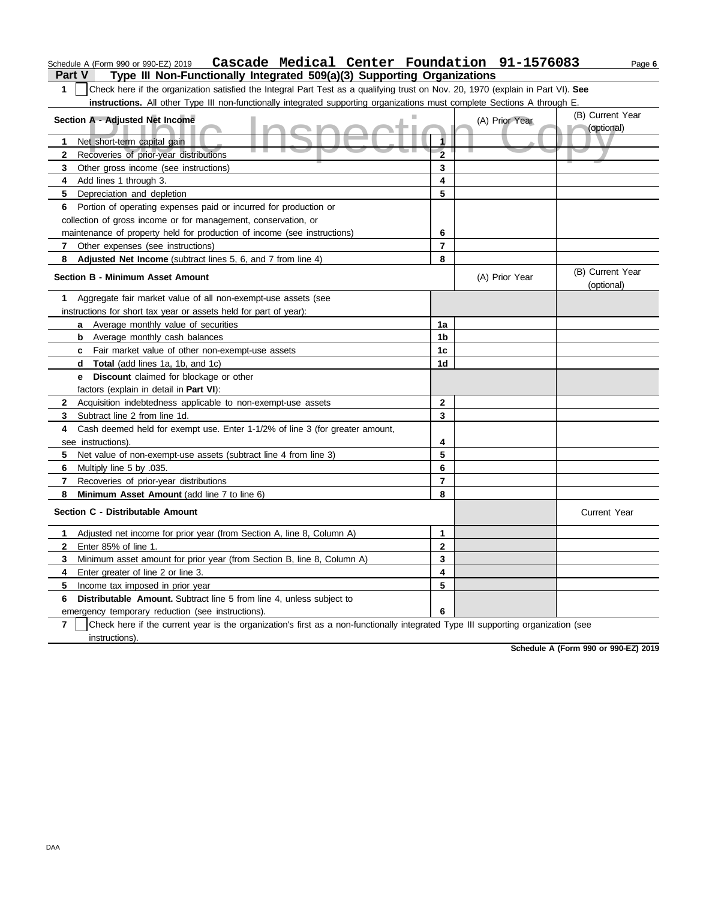Schedule A (Form 990 or 990-EZ) 2019 **Cascade Medical Center Foundation 91-1576083**

## Part V Type III Non-Functionally Integrated 509(a)(3) Supporting Organizations

**1** ☐ Check here if the organization satisfied the Integral Part Test as a qualifying trust on Nov. 20, 1970 (explain in Part VI). **See instructions.** All other Type III non-functionally integrated supporting organizations must complete Sections A through E.

| Section A - Adjusted Net Income | | (A) Prior Year | (B) Current Year (optional) |
|---|---|---|---|
| **1** Net short-term capital gain | 1 | | |
| **2** Recoveries of prior-year distributions | 2 | | |
| **3** Other gross income (see instructions) | 3 | | |
| **4** Add lines 1 through 3. | 4 | | |
| **5** Depreciation and depletion | 5 | | |
| **6** Portion of operating expenses paid or incurred for production or collection of gross income or for management, conservation, or maintenance of property held for production of income (see instructions) | 6 | | |
| **7** Other expenses (see instructions) | 7 | | |
| **8** **Adjusted Net Income** (subtract lines 5, 6, and 7 from line 4) | 8 | | |

| Section B - Minimum Asset Amount | | (A) Prior Year | (B) Current Year (optional) |
|---|---|---|---|
| **1** Aggregate fair market value of all non-exempt-use assets (see instructions for short tax year or assets held for part of year): | | | |
| **a** Average monthly value of securities | 1a | | |
| **b** Average monthly cash balances | 1b | | |
| **c** Fair market value of other non-exempt-use assets | 1c | | |
| **d** **Total** (add lines 1a, 1b, and 1c) | 1d | | |
| **e** **Discount** claimed for blockage or other factors (explain in detail in **Part VI**): | | | |
| **2** Acquisition indebtedness applicable to non-exempt-use assets | 2 | | |
| **3** Subtract line 2 from line 1d. | 3 | | |
| **4** Cash deemed held for exempt use. Enter 1-1/2% of line 3 (for greater amount, see instructions). | 4 | | |
| **5** Net value of non-exempt-use assets (subtract line 4 from line 3) | 5 | | |
| **6** Multiply line 5 by .035. | 6 | | |
| **7** Recoveries of prior-year distributions | 7 | | |
| **8** **Minimum Asset Amount** (add line 7 to line 6) | 8 | | |

| Section C - Distributable Amount | | | Current Year |
|---|---|---|---|
| **1** Adjusted net income for prior year (from Section A, line 8, Column A) | 1 | | |
| **2** Enter 85% of line 1. | 2 | | |
| **3** Minimum asset amount for prior year (from Section B, line 8, Column A) | 3 | | |
| **4** Enter greater of line 2 or line 3. | 4 | | |
| **5** Income tax imposed in prior year | 5 | | |
| **6** **Distributable Amount.** Subtract line 5 from line 4, unless subject to emergency temporary reduction (see instructions). | 6 | | |

**7** ☐ Check here if the current year is the organization's first as a non-functionally integrated Type III supporting organization (see instructions).

**Schedule A (Form 990 or 990-EZ) 2019**

DAA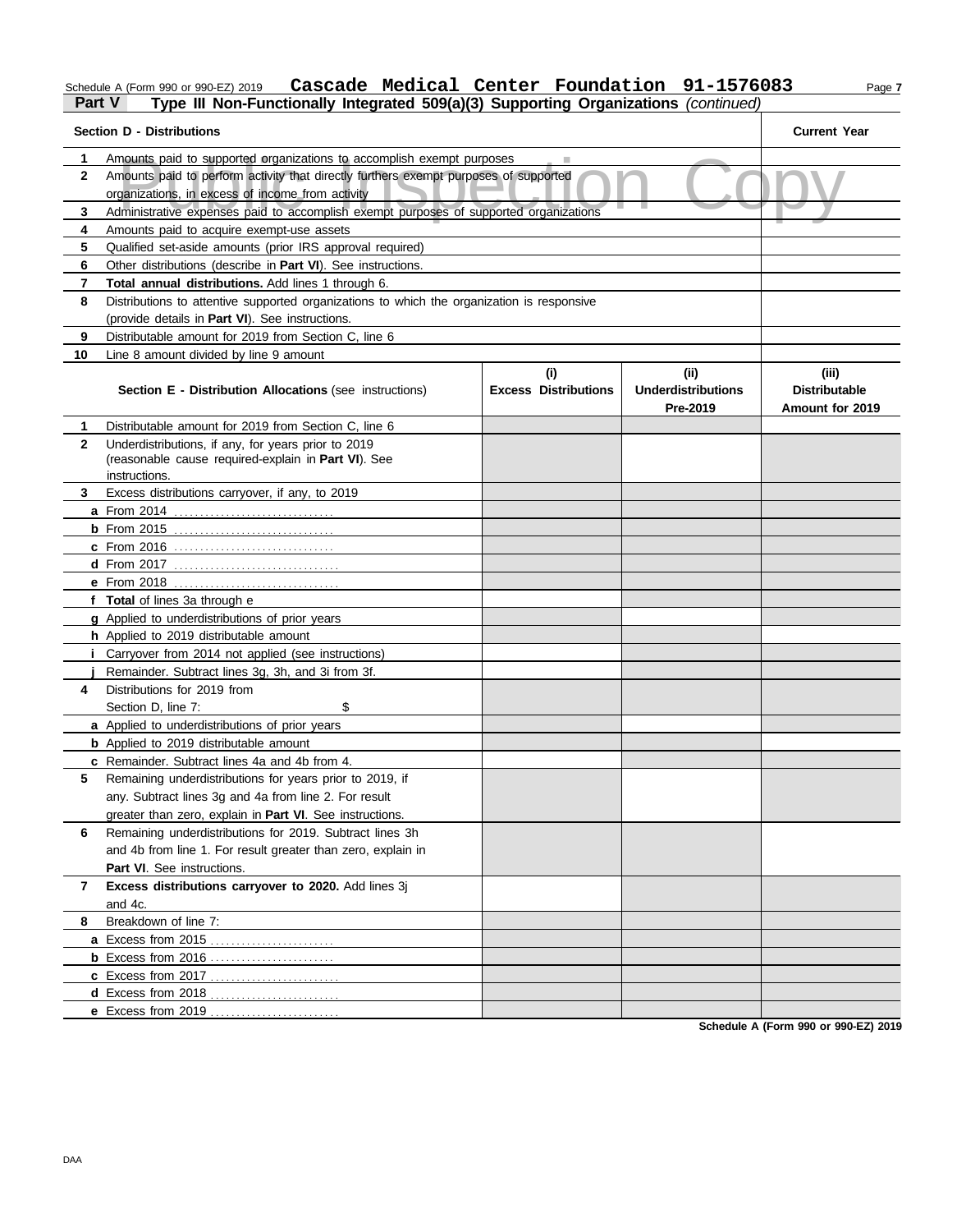Schedule A (Form 990 or 990-EZ) 2019 **Cascade Medical Center Foundation 91-1576083**

## Part V Type III Non-Functionally Integrated 509(a)(3) Supporting Organizations *(continued)*

| **Section D - Distributions** | | **Current Year** |
|---|---|---|
| 1 | Amounts paid to supported organizations to accomplish exempt purposes | |
| 2 | Amounts paid to perform activity that directly furthers exempt purposes of supported organizations, in excess of income from activity | |
| 3 | Administrative expenses paid to accomplish exempt purposes of supported organizations | |
| 4 | Amounts paid to acquire exempt-use assets | |
| 5 | Qualified set-aside amounts (prior IRS approval required) | |
| 6 | Other distributions (describe in **Part VI**). See instructions. | |
| 7 | **Total annual distributions.** Add lines 1 through 6. | |
| 8 | Distributions to attentive supported organizations to which the organization is responsive (provide details in **Part VI**). See instructions. | |
| 9 | Distributable amount for 2019 from Section C, line 6 | |
| 10 | Line 8 amount divided by line 9 amount | |

| | **Section E - Distribution Allocations** (see instructions) | **(i) Excess Distributions** | **(ii) Underdistributions Pre-2019** | **(iii) Distributable Amount for 2019** |
|---|---|---|---|---|
| 1 | Distributable amount for 2019 from Section C, line 6 | | | |
| 2 | Underdistributions, if any, for years prior to 2019 (reasonable cause required-explain in **Part VI**). See instructions. | | | |
| 3 | Excess distributions carryover, if any, to 2019 | | | |
| a | From 2014 | | | |
| b | From 2015 | | | |
| c | From 2016 | | | |
| d | From 2017 | | | |
| e | From 2018 | | | |
| f | **Total** of lines 3a through e | | | |
| g | Applied to underdistributions of prior years | | | |
| h | Applied to 2019 distributable amount | | | |
| i | Carryover from 2014 not applied (see instructions) | | | |
| j | Remainder. Subtract lines 3g, 3h, and 3i from 3f. | | | |
| 4 | Distributions for 2019 from Section D, line 7: $ | | | |
| a | Applied to underdistributions of prior years | | | |
| b | Applied to 2019 distributable amount | | | |
| c | Remainder. Subtract lines 4a and 4b from 4. | | | |
| 5 | Remaining underdistributions for years prior to 2019, if any. Subtract lines 3g and 4a from line 2. For result greater than zero, explain in **Part VI**. See instructions. | | | |
| 6 | Remaining underdistributions for 2019. Subtract lines 3h and 4b from line 1. For result greater than zero, explain in **Part VI**. See instructions. | | | |
| 7 | **Excess distributions carryover to 2020.** Add lines 3j and 4c. | | | |
| 8 | Breakdown of line 7: | | | |
| a | Excess from 2015 | | | |
| b | Excess from 2016 | | | |
| c | Excess from 2017 | | | |
| d | Excess from 2018 | | | |
| e | Excess from 2019 | | | |

**Schedule A (Form 990 or 990-EZ) 2019**

DAA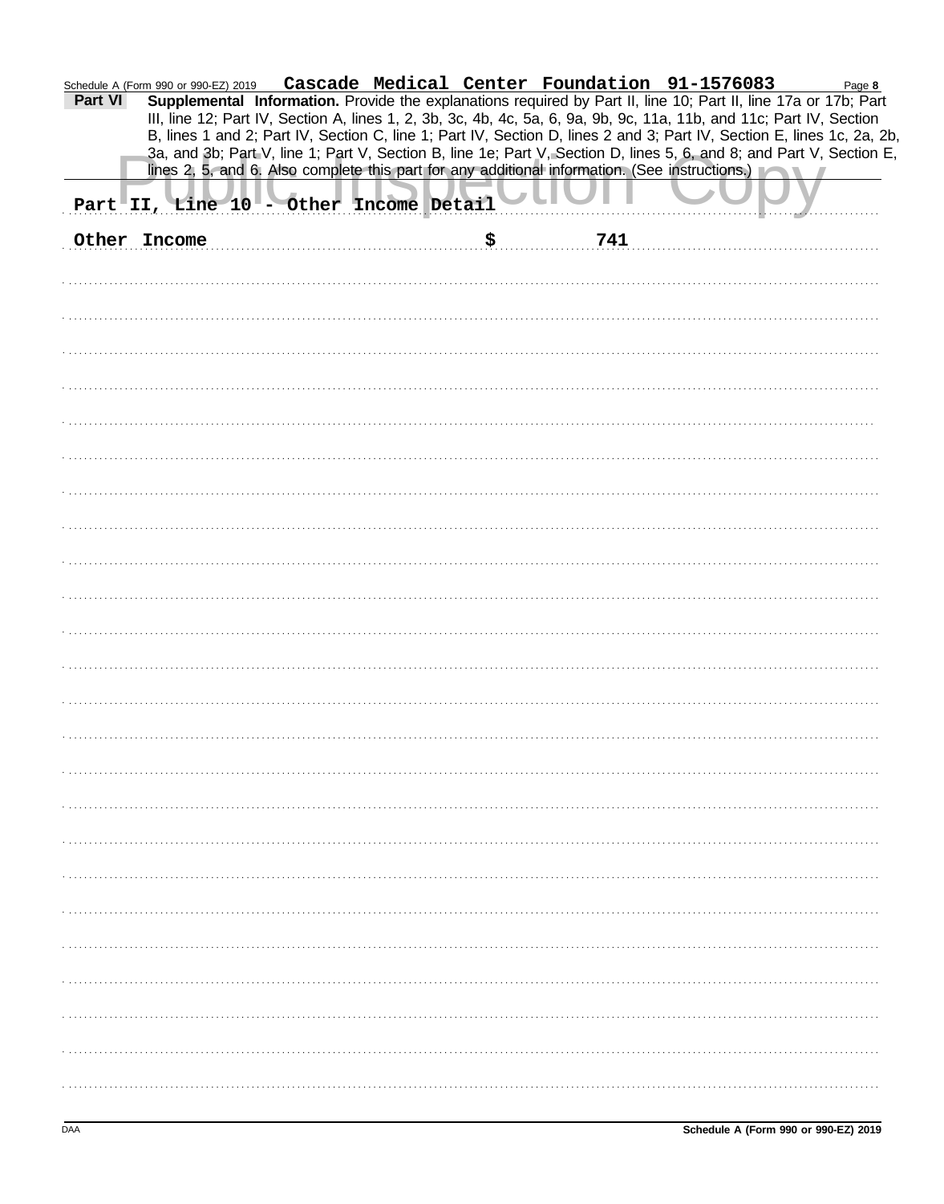Schedule A (Form 990 or 990-EZ) 2019 **Cascade Medical Center Foundation 91-1576083** Page **8**

**Part VI** **Supplemental Information.** Provide the explanations required by Part II, line 10; Part II, line 17a or 17b; Part III, line 12; Part IV, Section A, lines 1, 2, 3b, 3c, 4b, 4c, 5a, 6, 9a, 9b, 9c, 11a, 11b, and 11c; Part IV, Section B, lines 1 and 2; Part IV, Section C, line 1; Part IV, Section D, lines 2 and 3; Part IV, Section E, lines 1c, 2a, 2b, 3a, and 3b; Part V, line 1; Part V, Section B, line 1e; Part V, Section D, lines 5, 6, and 8; and Part V, Section E, lines 2, 5, and 6. Also complete this part for any additional information. (See instructions.)

Public Inspection Copy

Part II, Line 10 - Other Income Detail

Other Income $ 741

DAA **Schedule A (Form 990 or 990-EZ) 2019**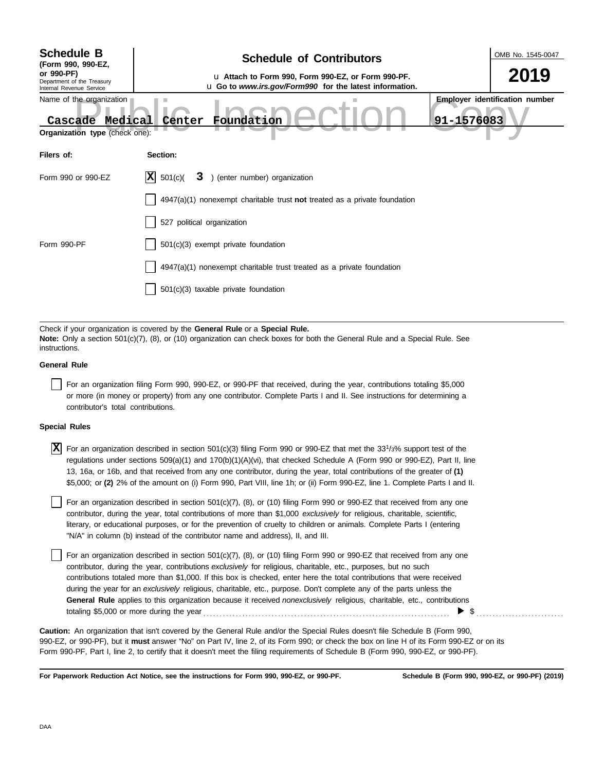**Schedule B**
**(Form 990, 990-EZ, or 990-PF)**
Department of the Treasury
Internal Revenue Service

# Schedule of Contributors

u **Attach to Form 990, Form 990-EZ, or Form 990-PF.**
u **Go to *www.irs.gov/Form990* for the latest information.**

OMB No. 1545-0047

**2019**

Public Inspection Copy

| Name of the organization | Employer identification number |
|---|---|
| Cascade Medical Center Foundation | 91-1576083 |

**Organization type** (check one):

| Filers of: | Section: |
|---|---|
| Form 990 or 990-EZ | [X] 501(c)( 3 ) (enter number) organization |
| | [ ] 4947(a)(1) nonexempt charitable trust **not** treated as a private foundation |
| | [ ] 527 political organization |
| Form 990-PF | [ ] 501(c)(3) exempt private foundation |
| | [ ] 4947(a)(1) nonexempt charitable trust treated as a private foundation |
| | [ ] 501(c)(3) taxable private foundation |

Check if your organization is covered by the **General Rule** or a **Special Rule.**
**Note:** Only a section 501(c)(7), (8), or (10) organization can check boxes for both the General Rule and a Special Rule. See instructions.

**General Rule**

[ ] For an organization filing Form 990, 990-EZ, or 990-PF that received, during the year, contributions totaling $5,000 or more (in money or property) from any one contributor. Complete Parts I and II. See instructions for determining a contributor's total contributions.

**Special Rules**

[X] For an organization described in section 501(c)(3) filing Form 990 or 990-EZ that met the 33 1/3% support test of the regulations under sections 509(a)(1) and 170(b)(1)(A)(vi), that checked Schedule A (Form 990 or 990-EZ), Part II, line 13, 16a, or 16b, and that received from any one contributor, during the year, total contributions of the greater of **(1)** $5,000; or **(2)** 2% of the amount on (i) Form 990, Part VIII, line 1h; or (ii) Form 990-EZ, line 1. Complete Parts I and II.

[ ] For an organization described in section 501(c)(7), (8), or (10) filing Form 990 or 990-EZ that received from any one contributor, during the year, total contributions of more than $1,000 *exclusively* for religious, charitable, scientific, literary, or educational purposes, or for the prevention of cruelty to children or animals. Complete Parts I (entering "N/A" in column (b) instead of the contributor name and address), II, and III.

[ ] For an organization described in section 501(c)(7), (8), or (10) filing Form 990 or 990-EZ that received from any one contributor, during the year, contributions *exclusively* for religious, charitable, etc., purposes, but no such contributions totaled more than $1,000. If this box is checked, enter here the total contributions that were received during the year for an *exclusively* religious, charitable, etc., purpose. Don't complete any of the parts unless the **General Rule** applies to this organization because it received *nonexclusively* religious, charitable, etc., contributions totaling $5,000 or more during the year . . . . . . . . . . ▶ $ . . . . . . . . . .

**Caution:** An organization that isn't covered by the General Rule and/or the Special Rules doesn't file Schedule B (Form 990, 990-EZ, or 990-PF), but it **must** answer "No" on Part IV, line 2, of its Form 990; or check the box on line H of its Form 990-EZ or on its Form 990-PF, Part I, line 2, to certify that it doesn't meet the filing requirements of Schedule B (Form 990, 990-EZ, or 990-PF).

**For Paperwork Reduction Act Notice, see the instructions for Form 990, 990-EZ, or 990-PF.** **Schedule B (Form 990, 990-EZ, or 990-PF) (2019)**

DAA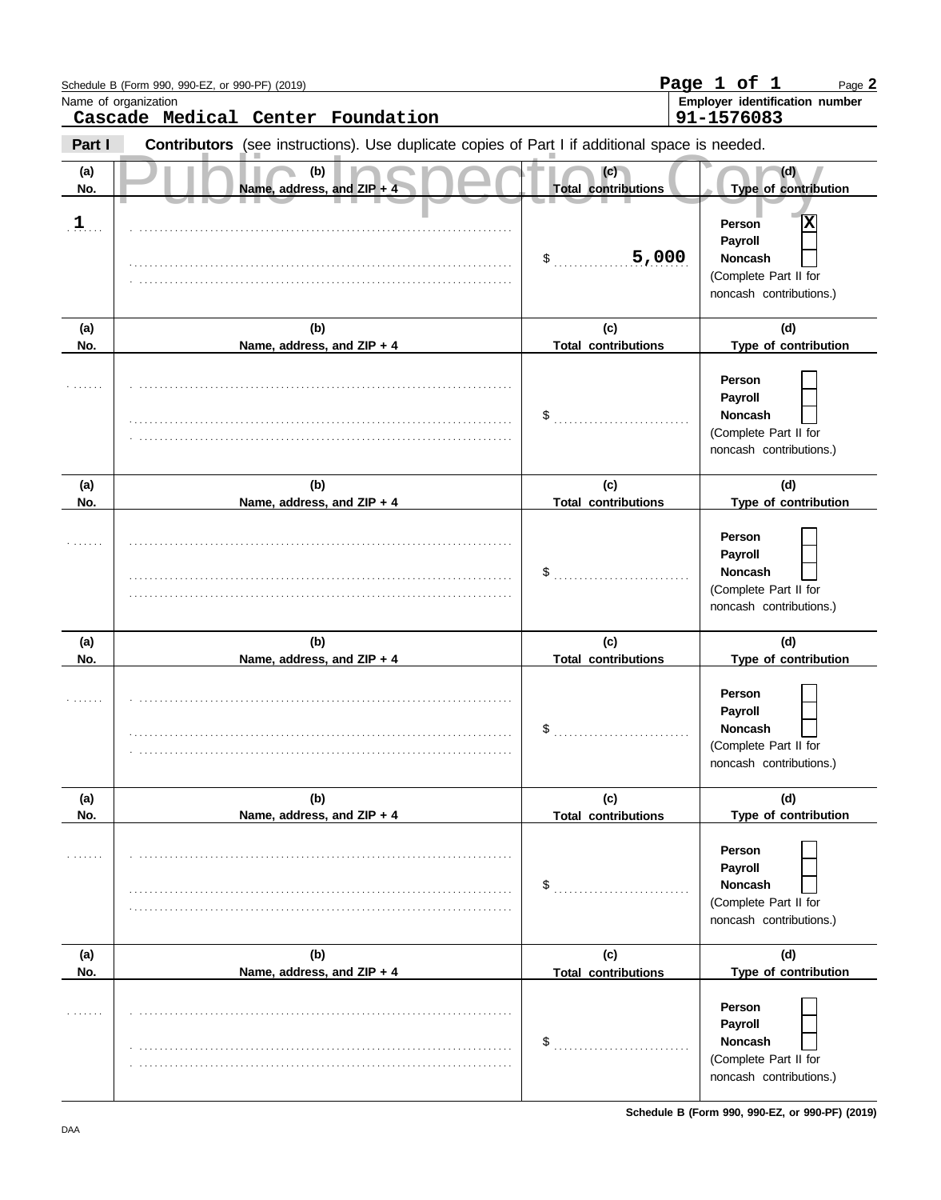Schedule B (Form 990, 990-EZ, or 990-PF) (2019)

**Page 1 of 1** Page **2**

Name of organization: **Cascade Medical Center Foundation**

Employer identification number: **91-1576083**

**Part I** **Contributors** (see instructions). Use duplicate copies of Part I if additional space is needed.

Public Inspection Copy

| (a) No. | (b) Name, address, and ZIP + 4 | (c) Total contributions | (d) Type of contribution |
|---|---|---|---|
| 1 | | $ 5,000 | Person [X] Payroll [ ] Noncash [ ] (Complete Part II for noncash contributions.) |
| | | $ | Person [ ] Payroll [ ] Noncash [ ] (Complete Part II for noncash contributions.) |
| | | $ | Person [ ] Payroll [ ] Noncash [ ] (Complete Part II for noncash contributions.) |
| | | $ | Person [ ] Payroll [ ] Noncash [ ] (Complete Part II for noncash contributions.) |
| | | $ | Person [ ] Payroll [ ] Noncash [ ] (Complete Part II for noncash contributions.) |
| | | $ | Person [ ] Payroll [ ] Noncash [ ] (Complete Part II for noncash contributions.) |

DAA

Schedule B (Form 990, 990-EZ, or 990-PF) (2019)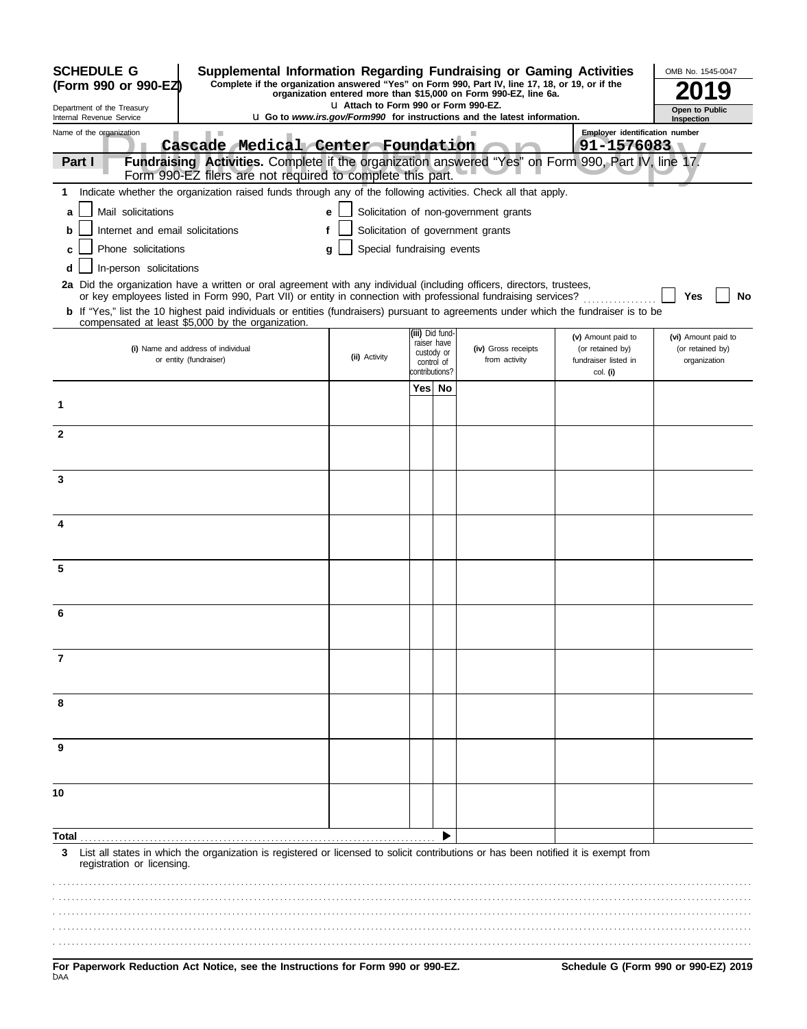**SCHEDULE G (Form 990 or 990-EZ)**

Department of the Treasury
Internal Revenue Service

# Supplemental Information Regarding Fundraising or Gaming Activities

**Complete if the organization answered "Yes" on Form 990, Part IV, line 17, 18, or 19, or if the organization entered more than $15,000 on Form 990-EZ, line 6a.**

u Attach to Form 990 or Form 990-EZ.

u Go to *www.irs.gov/Form990* for instructions and the latest information.

OMB No. 1545-0047

**2019**

**Open to Public Inspection**

Name of the organization: Cascade Medical Center Foundation

Employer identification number: 91-1576083

**Part I** **Fundraising Activities.** Complete if the organization answered "Yes" on Form 990, Part IV, line 17. Form 990-EZ filers are not required to complete this part.

**1** Indicate whether the organization raised funds through any of the following activities. Check all that apply.

- **a** ☐ Mail solicitations
- **b** ☐ Internet and email solicitations
- **c** ☐ Phone solicitations
- **d** ☐ In-person solicitations
- **e** ☐ Solicitation of non-government grants
- **f** ☐ Solicitation of government grants
- **g** ☐ Special fundraising events

**2a** Did the organization have a written or oral agreement with any individual (including officers, directors, trustees, or key employees listed in Form 990, Part VII) or entity in connection with professional fundraising services? ☐ Yes ☐ No

**b** If "Yes," list the 10 highest paid individuals or entities (fundraisers) pursuant to agreements under which the fundraiser is to be compensated at least $5,000 by the organization.

| | (i) Name and address of individual or entity (fundraiser) | (ii) Activity | (iii) Did fundraiser have custody or control of contributions? | | (iv) Gross receipts from activity | (v) Amount paid to (or retained by) fundraiser listed in col. (i) | (vi) Amount paid to (or retained by) organization |
|---|---|---|---|---|---|---|---|
| | | | Yes | No | | | |
| 1 | | | | | | | |
| 2 | | | | | | | |
| 3 | | | | | | | |
| 4 | | | | | | | |
| 5 | | | | | | | |
| 6 | | | | | | | |
| 7 | | | | | | | |
| 8 | | | | | | | |
| 9 | | | | | | | |
| 10 | | | | | | | |
| Total | | | | ▶ | | | |

**3** List all states in which the organization is registered or licensed to solicit contributions or has been notified it is exempt from registration or licensing.

**For Paperwork Reduction Act Notice, see the Instructions for Form 990 or 990-EZ.** **Schedule G (Form 990 or 990-EZ) 2019**

DAA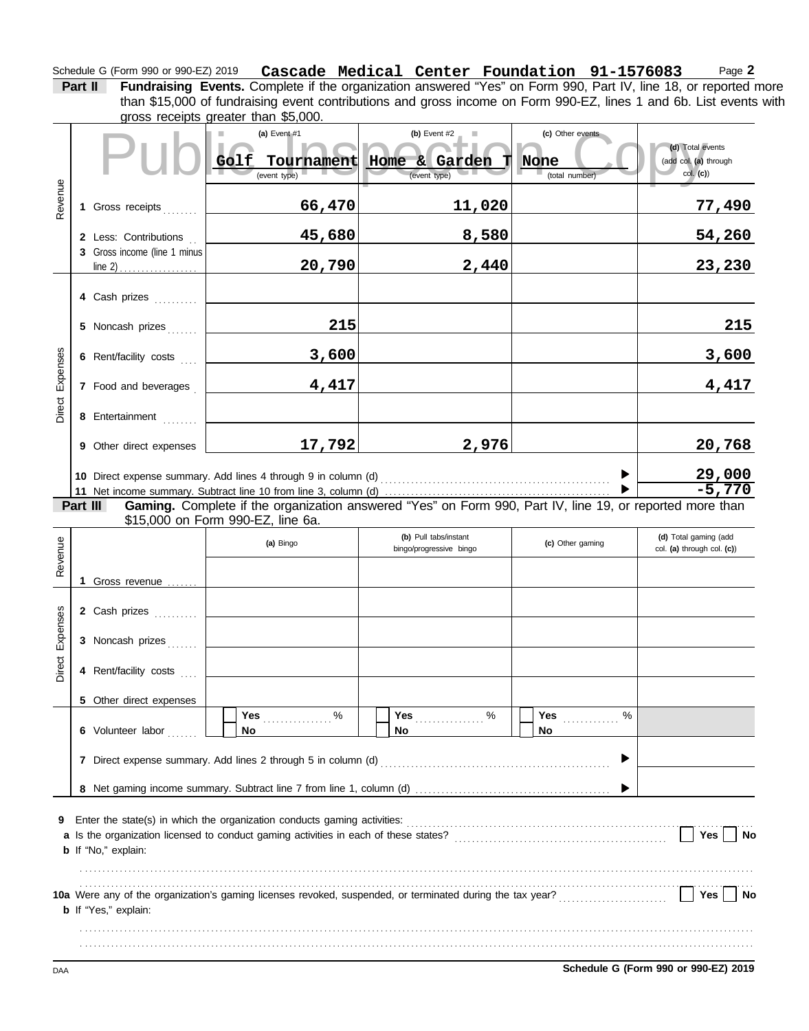Schedule G (Form 990 or 990-EZ) 2019 **Cascade Medical Center Foundation 91-1576083** Page **2**

**Part II** **Fundraising Events.** Complete if the organization answered "Yes" on Form 990, Part IV, line 18, or reported more than $15,000 of fundraising event contributions and gross income on Form 990-EZ, lines 1 and 6b. List events with gross receipts greater than $5,000.

Public Inspection Copy

| | | (a) Event #1 | (b) Event #2 | (c) Other events | (d) Total events (add col. (a) through col. (c)) |
|---|---|---|---|---|---|
| | | **Golf Tournament** (event type) | **Home & Garden T** (event type) | **None** (total number) | |
| Revenue | 1 Gross receipts | **66,470** | **11,020** | | **77,490** |
| | 2 Less: Contributions | **45,680** | **8,580** | | **54,260** |
| | 3 Gross income (line 1 minus line 2) | **20,790** | **2,440** | | **23,230** |
| Direct Expenses | 4 Cash prizes | | | | |
| | 5 Noncash prizes | **215** | | | **215** |
| | 6 Rent/facility costs | **3,600** | | | **3,600** |
| | 7 Food and beverages | **4,417** | | | **4,417** |
| | 8 Entertainment | | | | |
| | 9 Other direct expenses | **17,792** | **2,976** | | **20,768** |
| | 10 Direct expense summary. Add lines 4 through 9 in column (d) | | | ▶ | **29,000** |
| | 11 Net income summary. Subtract line 10 from line 3, column (d) | | | ▶ | **-5,770** |

**Part III** **Gaming.** Complete if the organization answered "Yes" on Form 990, Part IV, line 19, or reported more than $15,000 on Form 990-EZ, line 6a.

| | | (a) Bingo | (b) Pull tabs/instant bingo/progressive bingo | (c) Other gaming | (d) Total gaming (add col. (a) through col. (c)) |
|---|---|---|---|---|---|
| Revenue | 1 Gross revenue | | | | |
| Direct Expenses | 2 Cash prizes | | | | |
| | 3 Noncash prizes | | | | |
| | 4 Rent/facility costs | | | | |
| | 5 Other direct expenses | | | | |
| | 6 Volunteer labor | ☐ Yes ........ % ☐ No | ☐ Yes ........ % ☐ No | ☐ Yes ........ % ☐ No | |
| | 7 Direct expense summary. Add lines 2 through 5 in column (d) | | | ▶ | |
| | 8 Net gaming income summary. Subtract line 7 from line 1, column (d) | | | ▶ | |

**9** Enter the state(s) in which the organization conducts gaming activities: ..........................

**a** Is the organization licensed to conduct gaming activities in each of these states? ☐ **Yes** ☐ **No**

**b** If "No," explain:

..........................

**10a** Were any of the organization's gaming licenses revoked, suspended, or terminated during the tax year? ☐ **Yes** ☐ **No**

**b** If "Yes," explain:

..........................

DAA **Schedule G (Form 990 or 990-EZ) 2019**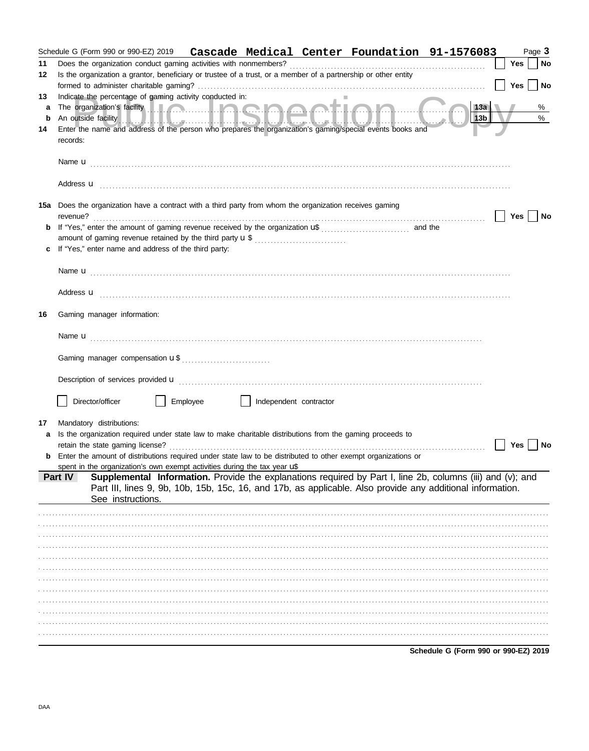Schedule G (Form 990 or 990-EZ) 2019 **Cascade Medical Center Foundation 91-1576083** Page **3**

**11** Does the organization conduct gaming activities with nonmembers? ☐ **Yes** ☐ **No**

**12** Is the organization a grantor, beneficiary or trustee of a trust, or a member of a partnership or other entity formed to administer charitable gaming? ☐ **Yes** ☐ **No**

**13** Indicate the percentage of gaming activity conducted in:

**a** The organization's facility **13a** %

**b** An outside facility **13b** %

**14** Enter the name and address of the person who prepares the organization's gaming/special events books and records:

Name u

Address u

**15a** Does the organization have a contract with a third party from whom the organization receives gaming revenue? ☐ **Yes** ☐ **No**

**b** If "Yes," enter the amount of gaming revenue received by the organization u$ and the amount of gaming revenue retained by the third party u $

**c** If "Yes," enter name and address of the third party:

Name u

Address u

**16** Gaming manager information:

Name u

Gaming manager compensation u $

Description of services provided u

☐ Director/officer ☐ Employee ☐ Independent contractor

**17** Mandatory distributions:

**a** Is the organization required under state law to make charitable distributions from the gaming proceeds to retain the state gaming license? ☐ **Yes** ☐ **No**

**b** Enter the amount of distributions required under state law to be distributed to other exempt organizations or spent in the organization's own exempt activities during the tax year u$

**Part IV** **Supplemental Information.** Provide the explanations required by Part I, line 2b, columns (iii) and (v); and Part III, lines 9, 9b, 10b, 15b, 15c, 16, and 17b, as applicable. Also provide any additional information. See instructions.

**Schedule G (Form 990 or 990-EZ) 2019**

DAA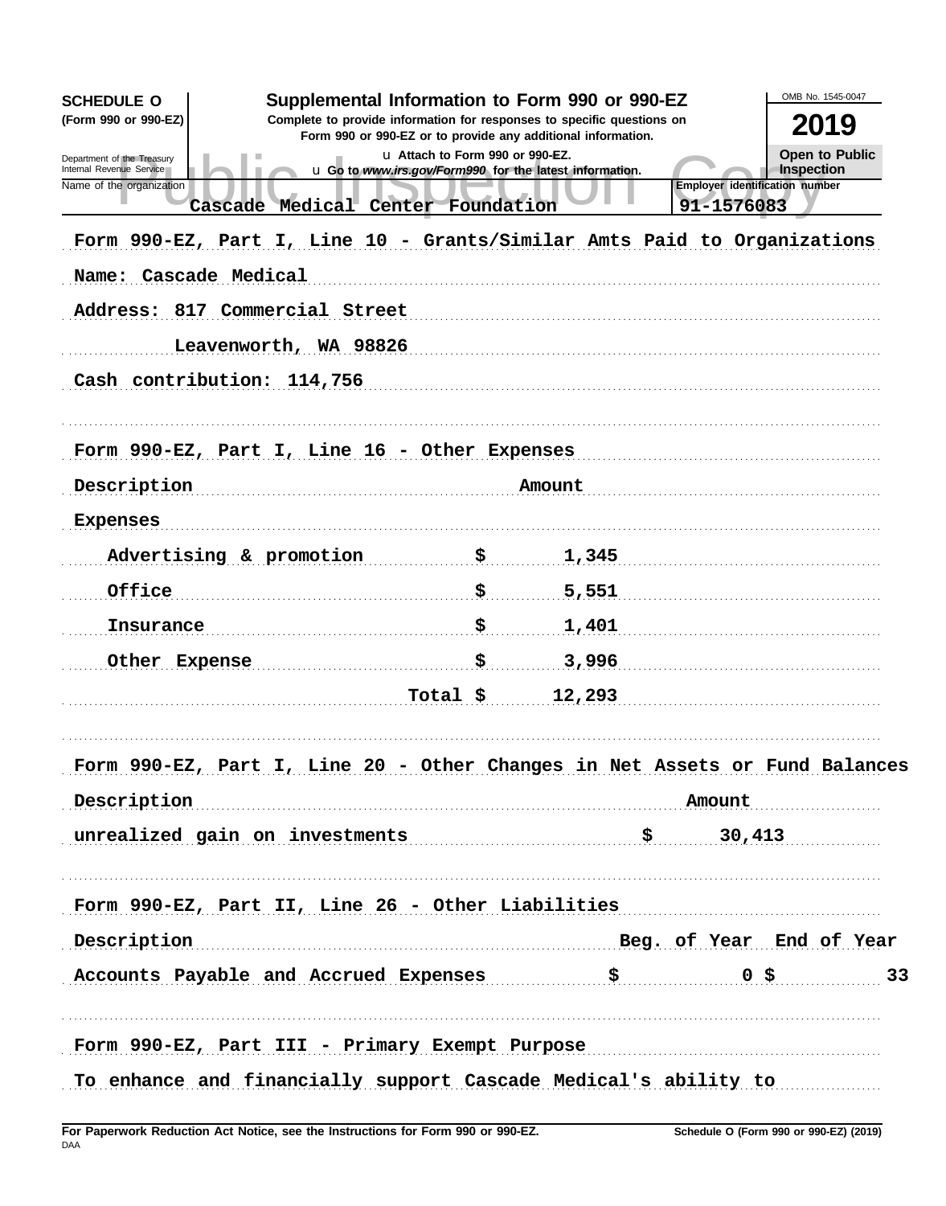**SCHEDULE O**
**(Form 990 or 990-EZ)**

Department of the Treasury
Internal Revenue Service

# Supplemental Information to Form 990 or 990-EZ

**Complete to provide information for responses to specific questions on Form 990 or 990-EZ or to provide any additional information.**

u Attach to Form 990 or 990-EZ.
u Go to *www.irs.gov/Form990* for the latest information.

OMB No. 1545-0047

**2019**

**Open to Public Inspection**

Public Inspection Copy

| Name of the organization | Employer identification number |
|---|---|
| Cascade Medical Center Foundation | 91-1576083 |

Form 990-EZ, Part I, Line 10 - Grants/Similar Amts Paid to Organizations

Name: Cascade Medical

Address: 817 Commercial Street

Leavenworth, WA 98826

Cash contribution: 114,756

Form 990-EZ, Part I, Line 16 - Other Expenses

| Description | | Amount |
|---|---|---|
| Expenses | | |
| Advertising & promotion | $ | 1,345 |
| Office | $ | 5,551 |
| Insurance | $ | 1,401 |
| Other Expense | $ | 3,996 |
| | Total $ | 12,293 |

Form 990-EZ, Part I, Line 20 - Other Changes in Net Assets or Fund Balances

| Description | | Amount |
|---|---|---|
| unrealized gain on investments | $ | 30,413 |

Form 990-EZ, Part II, Line 26 - Other Liabilities

| Description | | Beg. of Year | | End of Year |
|---|---|---|---|---|
| Accounts Payable and Accrued Expenses | $ | 0 | $ | 33 |

Form 990-EZ, Part III - Primary Exempt Purpose

To enhance and financially support Cascade Medical's ability to

**For Paperwork Reduction Act Notice, see the Instructions for Form 990 or 990-EZ.**
DAA
**Schedule O (Form 990 or 990-EZ) (2019)**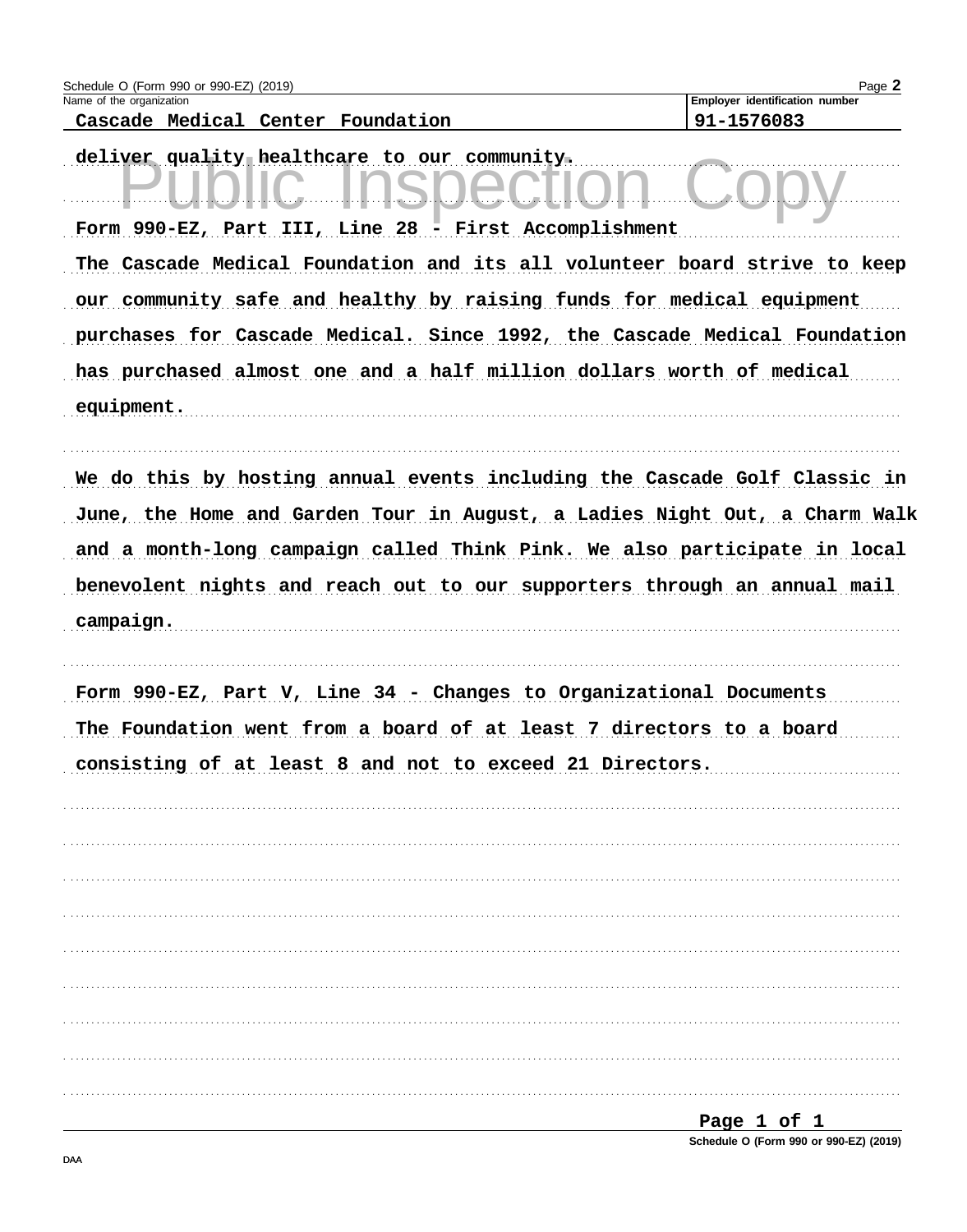Cascade Medical Center Foundation

Employer identification number: 91-1576083

deliver quality healthcare to our community.

Form 990-EZ, Part III, Line 28 - First Accomplishment

The Cascade Medical Foundation and its all volunteer board strive to keep our community safe and healthy by raising funds for medical equipment purchases for Cascade Medical. Since 1992, the Cascade Medical Foundation has purchased almost one and a half million dollars worth of medical equipment.

We do this by hosting annual events including the Cascade Golf Classic in June, the Home and Garden Tour in August, a Ladies Night Out, a Charm Walk and a month-long campaign called Think Pink. We also participate in local benevolent nights and reach out to our supporters through an annual mail campaign.

Form 990-EZ, Part V, Line 34 - Changes to Organizational Documents

The Foundation went from a board of at least 7 directors to a board consisting of at least 8 and not to exceed 21 Directors.